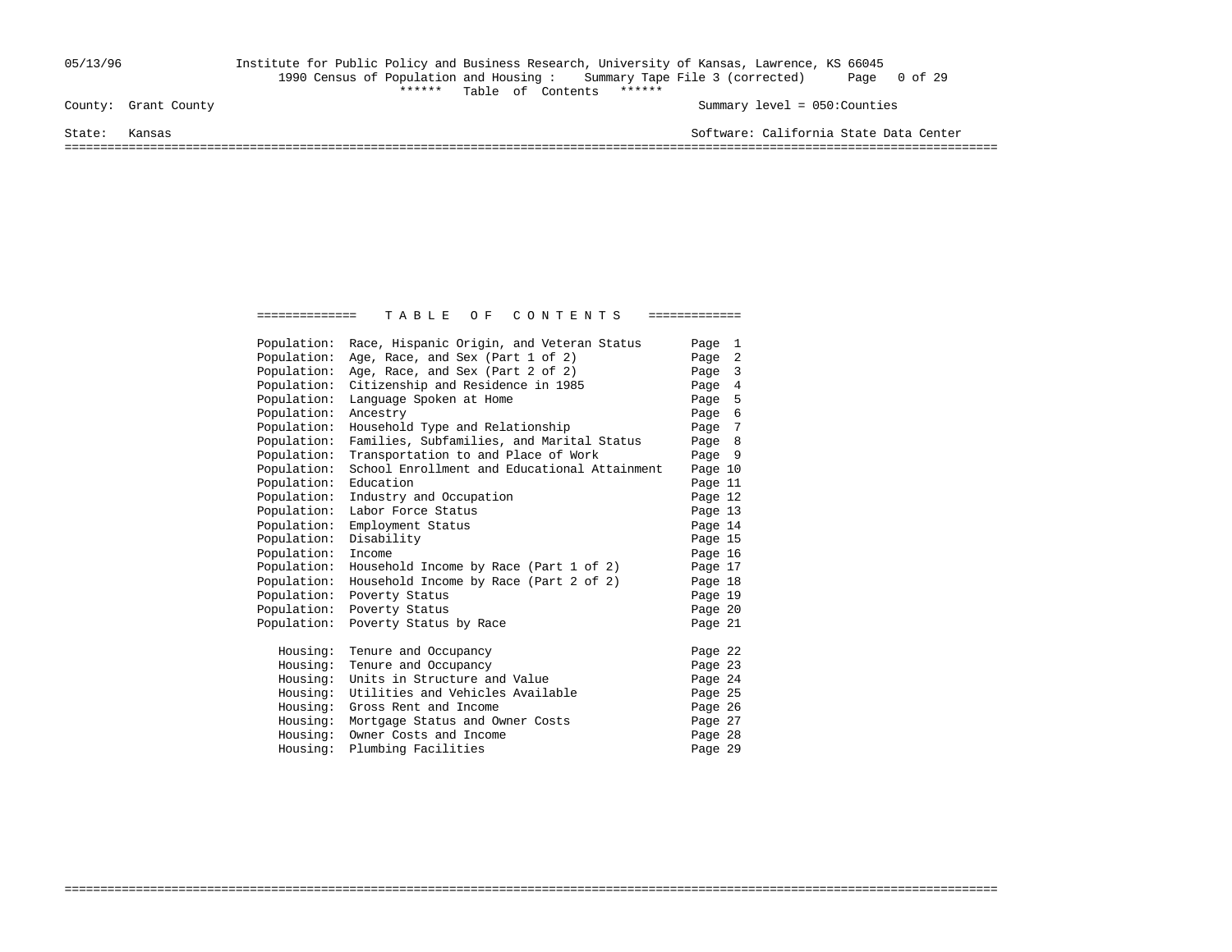05/13/96 Institute for Public Policy and Business Research, University of Kansas, Lawrence, KS 66045

1990 Census of Population and Housing : Summary Tape File 3 (corrected)

****** Table of Contents ******

County: Grant County — Summary level = 050:Counties

State: Kansas — Software: California State Data Center

# T A B L E   O F   C O N T E N T S

| Category | Topic | Page |
|---|---|---|
| Population: | Race, Hispanic Origin, and Veteran Status | Page 1 |
| Population: | Age, Race, and Sex (Part 1 of 2) | Page 2 |
| Population: | Age, Race, and Sex (Part 2 of 2) | Page 3 |
| Population: | Citizenship and Residence in 1985 | Page 4 |
| Population: | Language Spoken at Home | Page 5 |
| Population: | Ancestry | Page 6 |
| Population: | Household Type and Relationship | Page 7 |
| Population: | Families, Subfamilies, and Marital Status | Page 8 |
| Population: | Transportation to and Place of Work | Page 9 |
| Population: | School Enrollment and Educational Attainment | Page 10 |
| Population: | Education | Page 11 |
| Population: | Industry and Occupation | Page 12 |
| Population: | Labor Force Status | Page 13 |
| Population: | Employment Status | Page 14 |
| Population: | Disability | Page 15 |
| Population: | Income | Page 16 |
| Population: | Household Income by Race (Part 1 of 2) | Page 17 |
| Population: | Household Income by Race (Part 2 of 2) | Page 18 |
| Population: | Poverty Status | Page 19 |
| Population: | Poverty Status | Page 20 |
| Population: | Poverty Status by Race | Page 21 |
| Housing: | Tenure and Occupancy | Page 22 |
| Housing: | Tenure and Occupancy | Page 23 |
| Housing: | Units in Structure and Value | Page 24 |
| Housing: | Utilities and Vehicles Available | Page 25 |
| Housing: | Gross Rent and Income | Page 26 |
| Housing: | Mortgage Status and Owner Costs | Page 27 |
| Housing: | Owner Costs and Income | Page 28 |
| Housing: | Plumbing Facilities | Page 29 |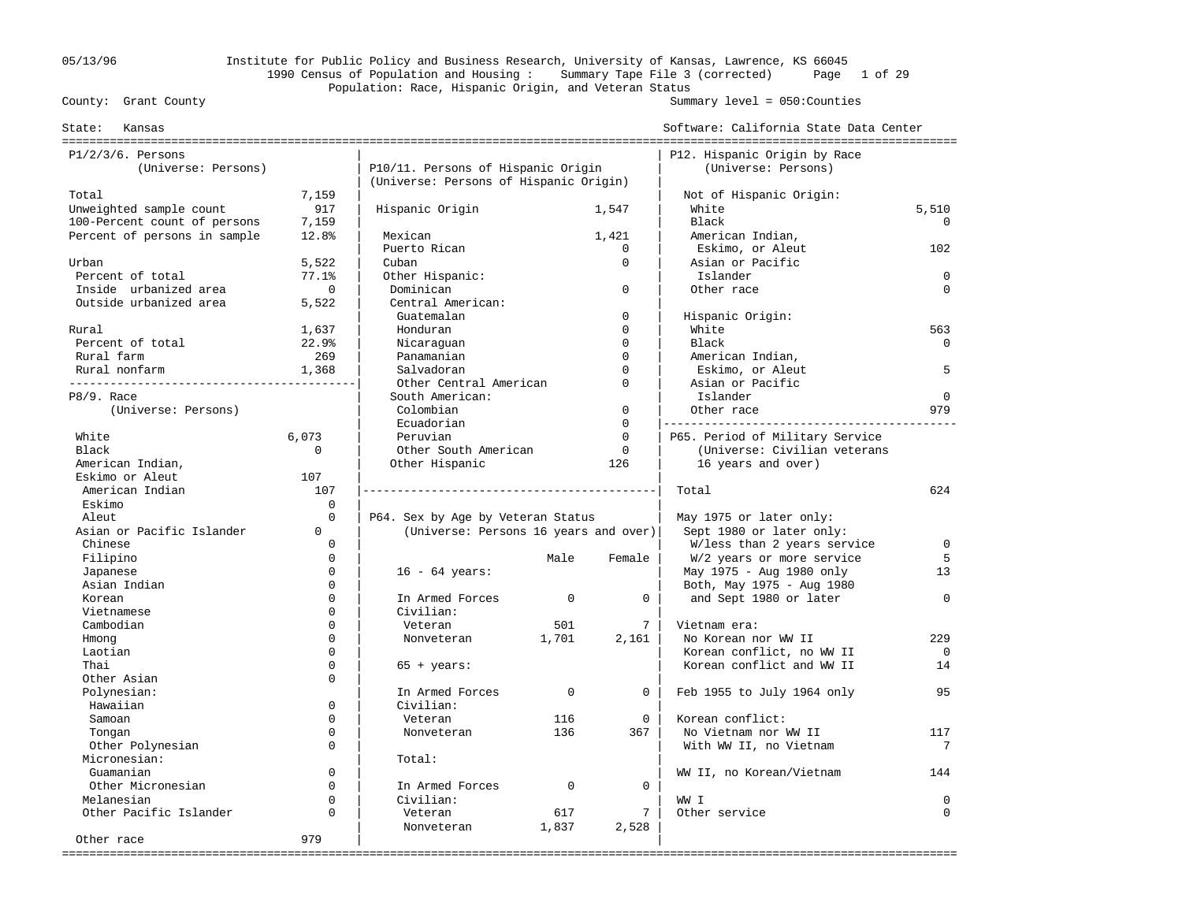County: Grant County — Summary level = 050:Counties

State: Kansas — Software: California State Data Center

1990 Census of Population and Housing : Summary Tape File 3 (corrected)

Population: Race, Hispanic Origin, and Veteran Status

Institute for Public Policy and Business Research, University of Kansas, Lawrence, KS 66045 — 05/13/96

## P1/2/3/6. Persons
(Universe: Persons)

| | |
|---|---|
| Total | 7,159 |
| Unweighted sample count | 917 |
| 100-Percent count of persons | 7,159 |
| Percent of persons in sample | 12.8% |
| Urban | 5,522 |
| Percent of total | 77.1% |
| Inside urbanized area | 0 |
| Outside urbanized area | 5,522 |
| Rural | 1,637 |
| Percent of total | 22.9% |
| Rural farm | 269 |
| Rural nonfarm | 1,368 |

## P8/9. Race
(Universe: Persons)

| | |
|---|---|
| White | 6,073 |
| Black | 0 |
| American Indian, Eskimo or Aleut | 107 |
| American Indian | 107 |
| Eskimo | 0 |
| Aleut | 0 |
| Asian or Pacific Islander | 0 |
| Chinese | 0 |
| Filipino | 0 |
| Japanese | 0 |
| Asian Indian | 0 |
| Korean | 0 |
| Vietnamese | 0 |
| Cambodian | 0 |
| Hmong | 0 |
| Laotian | 0 |
| Thai | 0 |
| Other Asian | 0 |
| Polynesian: | |
| Hawaiian | 0 |
| Samoan | 0 |
| Tongan | 0 |
| Other Polynesian | 0 |
| Micronesian: | |
| Guamanian | 0 |
| Other Micronesian | 0 |
| Melanesian | 0 |
| Other Pacific Islander | 0 |
| Other race | 979 |

## P10/11. Persons of Hispanic Origin
(Universe: Persons of Hispanic Origin)

| | |
|---|---|
| Hispanic Origin | 1,547 |
| Mexican | 1,421 |
| Puerto Rican | 0 |
| Cuban | 0 |
| Other Hispanic: | |
| Dominican | 0 |
| Central American: | |
| Guatemalan | 0 |
| Honduran | 0 |
| Nicaraguan | 0 |
| Panamanian | 0 |
| Salvadoran | 0 |
| Other Central American | 0 |
| South American: | |
| Colombian | 0 |
| Ecuadorian | 0 |
| Peruvian | 0 |
| Other South American | 0 |
| Other Hispanic | 126 |

## P64. Sex by Age by Veteran Status
(Universe: Persons 16 years and over)

| | Male | Female |
|---|---|---|
| **16 - 64 years:** | | |
| In Armed Forces | 0 | 0 |
| Civilian: | | |
| Veteran | 501 | 7 |
| Nonveteran | 1,701 | 2,161 |
| **65 + years:** | | |
| In Armed Forces | 0 | 0 |
| Civilian: | | |
| Veteran | 116 | 0 |
| Nonveteran | 136 | 367 |
| **Total:** | | |
| In Armed Forces | 0 | 0 |
| Civilian: | | |
| Veteran | 617 | 7 |
| Nonveteran | 1,837 | 2,528 |

## P12. Hispanic Origin by Race
(Universe: Persons)

| | |
|---|---|
| **Not of Hispanic Origin:** | |
| White | 5,510 |
| Black | 0 |
| American Indian, Eskimo, or Aleut | 102 |
| Asian or Pacific Islander | 0 |
| Other race | 0 |
| **Hispanic Origin:** | |
| White | 563 |
| Black | 0 |
| American Indian, Eskimo, or Aleut | 5 |
| Asian or Pacific Islander | 0 |
| Other race | 979 |

## P65. Period of Military Service
(Universe: Civilian veterans 16 years and over)

| | |
|---|---|
| Total | 624 |
| May 1975 or later only: | |
| Sept 1980 or later only: | |
| W/less than 2 years service | 0 |
| W/2 years or more service | 5 |
| May 1975 - Aug 1980 only | 13 |
| Both, May 1975 - Aug 1980 and Sept 1980 or later | 0 |
| Vietnam era: | |
| No Korean nor WW II | 229 |
| Korean conflict, no WW II | 0 |
| Korean conflict and WW II | 14 |
| Feb 1955 to July 1964 only | 95 |
| Korean conflict: | |
| No Vietnam nor WW II | 117 |
| With WW II, no Vietnam | 7 |
| WW II, no Korean/Vietnam | 144 |
| WW I | 0 |
| Other service | 0 |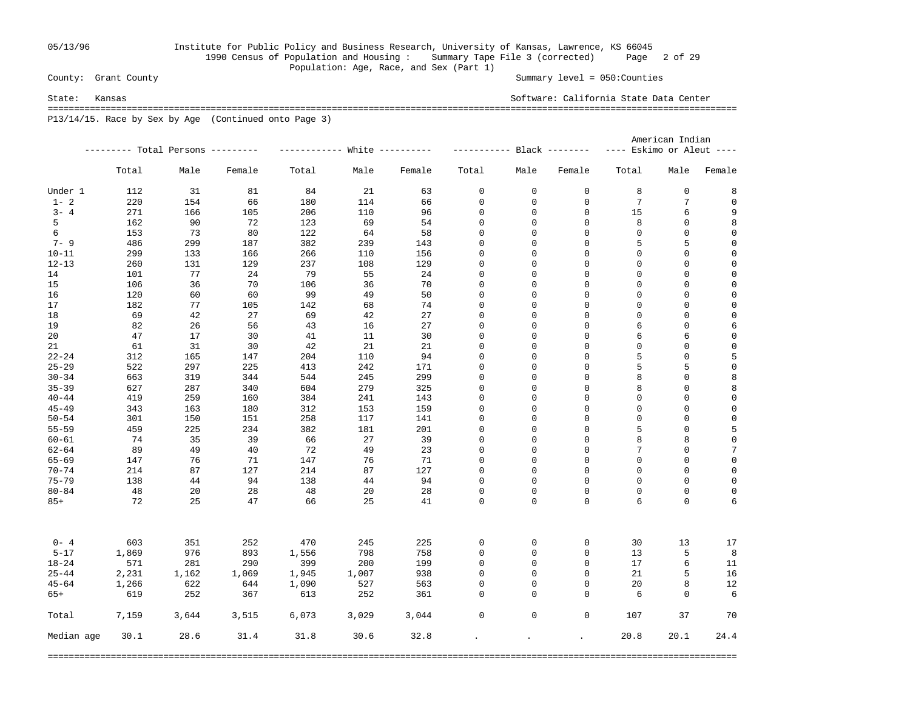County: Grant County — Summary level = 050:Counties

State: Kansas — Software: California State Data Center

1990 Census of Population and Housing : Summary Tape File 3 (corrected)

Population: Age, Race, and Sex (Part 1)

## P13/14/15. Race by Sex by Age (Continued onto Page 3)

| | Total Persons | | | White | | | Black | | | American Indian Eskimo or Aleut | | |
|---|---|---|---|---|---|---|---|---|---|---|---|---|
| | Total | Male | Female | Total | Male | Female | Total | Male | Female | Total | Male | Female |
| Under 1 | 112 | 31 | 81 | 84 | 21 | 63 | 0 | 0 | 0 | 8 | 0 | 8 |
| 1- 2 | 220 | 154 | 66 | 180 | 114 | 66 | 0 | 0 | 0 | 7 | 7 | 0 |
| 3- 4 | 271 | 166 | 105 | 206 | 110 | 96 | 0 | 0 | 0 | 15 | 6 | 9 |
| 5 | 162 | 90 | 72 | 123 | 69 | 54 | 0 | 0 | 0 | 8 | 0 | 8 |
| 6 | 153 | 73 | 80 | 122 | 64 | 58 | 0 | 0 | 0 | 0 | 0 | 0 |
| 7- 9 | 486 | 299 | 187 | 382 | 239 | 143 | 0 | 0 | 0 | 5 | 5 | 0 |
| 10-11 | 299 | 133 | 166 | 266 | 110 | 156 | 0 | 0 | 0 | 0 | 0 | 0 |
| 12-13 | 260 | 131 | 129 | 237 | 108 | 129 | 0 | 0 | 0 | 0 | 0 | 0 |
| 14 | 101 | 77 | 24 | 79 | 55 | 24 | 0 | 0 | 0 | 0 | 0 | 0 |
| 15 | 106 | 36 | 70 | 106 | 36 | 70 | 0 | 0 | 0 | 0 | 0 | 0 |
| 16 | 120 | 60 | 60 | 99 | 49 | 50 | 0 | 0 | 0 | 0 | 0 | 0 |
| 17 | 182 | 77 | 105 | 142 | 68 | 74 | 0 | 0 | 0 | 0 | 0 | 0 |
| 18 | 69 | 42 | 27 | 69 | 42 | 27 | 0 | 0 | 0 | 0 | 0 | 0 |
| 19 | 82 | 26 | 56 | 43 | 16 | 27 | 0 | 0 | 0 | 6 | 0 | 6 |
| 20 | 47 | 17 | 30 | 41 | 11 | 30 | 0 | 0 | 0 | 6 | 6 | 0 |
| 21 | 61 | 31 | 30 | 42 | 21 | 21 | 0 | 0 | 0 | 0 | 0 | 0 |
| 22-24 | 312 | 165 | 147 | 204 | 110 | 94 | 0 | 0 | 0 | 5 | 0 | 5 |
| 25-29 | 522 | 297 | 225 | 413 | 242 | 171 | 0 | 0 | 0 | 5 | 5 | 0 |
| 30-34 | 663 | 319 | 344 | 544 | 245 | 299 | 0 | 0 | 0 | 8 | 0 | 8 |
| 35-39 | 627 | 287 | 340 | 604 | 279 | 325 | 0 | 0 | 0 | 8 | 0 | 8 |
| 40-44 | 419 | 259 | 160 | 384 | 241 | 143 | 0 | 0 | 0 | 0 | 0 | 0 |
| 45-49 | 343 | 163 | 180 | 312 | 153 | 159 | 0 | 0 | 0 | 0 | 0 | 0 |
| 50-54 | 301 | 150 | 151 | 258 | 117 | 141 | 0 | 0 | 0 | 0 | 0 | 0 |
| 55-59 | 459 | 225 | 234 | 382 | 181 | 201 | 0 | 0 | 0 | 5 | 0 | 5 |
| 60-61 | 74 | 35 | 39 | 66 | 27 | 39 | 0 | 0 | 0 | 8 | 8 | 0 |
| 62-64 | 89 | 49 | 40 | 72 | 49 | 23 | 0 | 0 | 0 | 7 | 0 | 7 |
| 65-69 | 147 | 76 | 71 | 147 | 76 | 71 | 0 | 0 | 0 | 0 | 0 | 0 |
| 70-74 | 214 | 87 | 127 | 214 | 87 | 127 | 0 | 0 | 0 | 0 | 0 | 0 |
| 75-79 | 138 | 44 | 94 | 138 | 44 | 94 | 0 | 0 | 0 | 0 | 0 | 0 |
| 80-84 | 48 | 20 | 28 | 48 | 20 | 28 | 0 | 0 | 0 | 0 | 0 | 0 |
| 85+ | 72 | 25 | 47 | 66 | 25 | 41 | 0 | 0 | 0 | 6 | 0 | 6 |
| 0- 4 | 603 | 351 | 252 | 470 | 245 | 225 | 0 | 0 | 0 | 30 | 13 | 17 |
| 5-17 | 1,869 | 976 | 893 | 1,556 | 798 | 758 | 0 | 0 | 0 | 13 | 5 | 8 |
| 18-24 | 571 | 281 | 290 | 399 | 200 | 199 | 0 | 0 | 0 | 17 | 6 | 11 |
| 25-44 | 2,231 | 1,162 | 1,069 | 1,945 | 1,007 | 938 | 0 | 0 | 0 | 21 | 5 | 16 |
| 45-64 | 1,266 | 622 | 644 | 1,090 | 527 | 563 | 0 | 0 | 0 | 20 | 8 | 12 |
| 65+ | 619 | 252 | 367 | 613 | 252 | 361 | 0 | 0 | 0 | 6 | 0 | 6 |
| Total | 7,159 | 3,644 | 3,515 | 6,073 | 3,029 | 3,044 | 0 | 0 | 0 | 107 | 37 | 70 |
| Median age | 30.1 | 28.6 | 31.4 | 31.8 | 30.6 | 32.8 | . | . | . | 20.8 | 20.1 | 24.4 |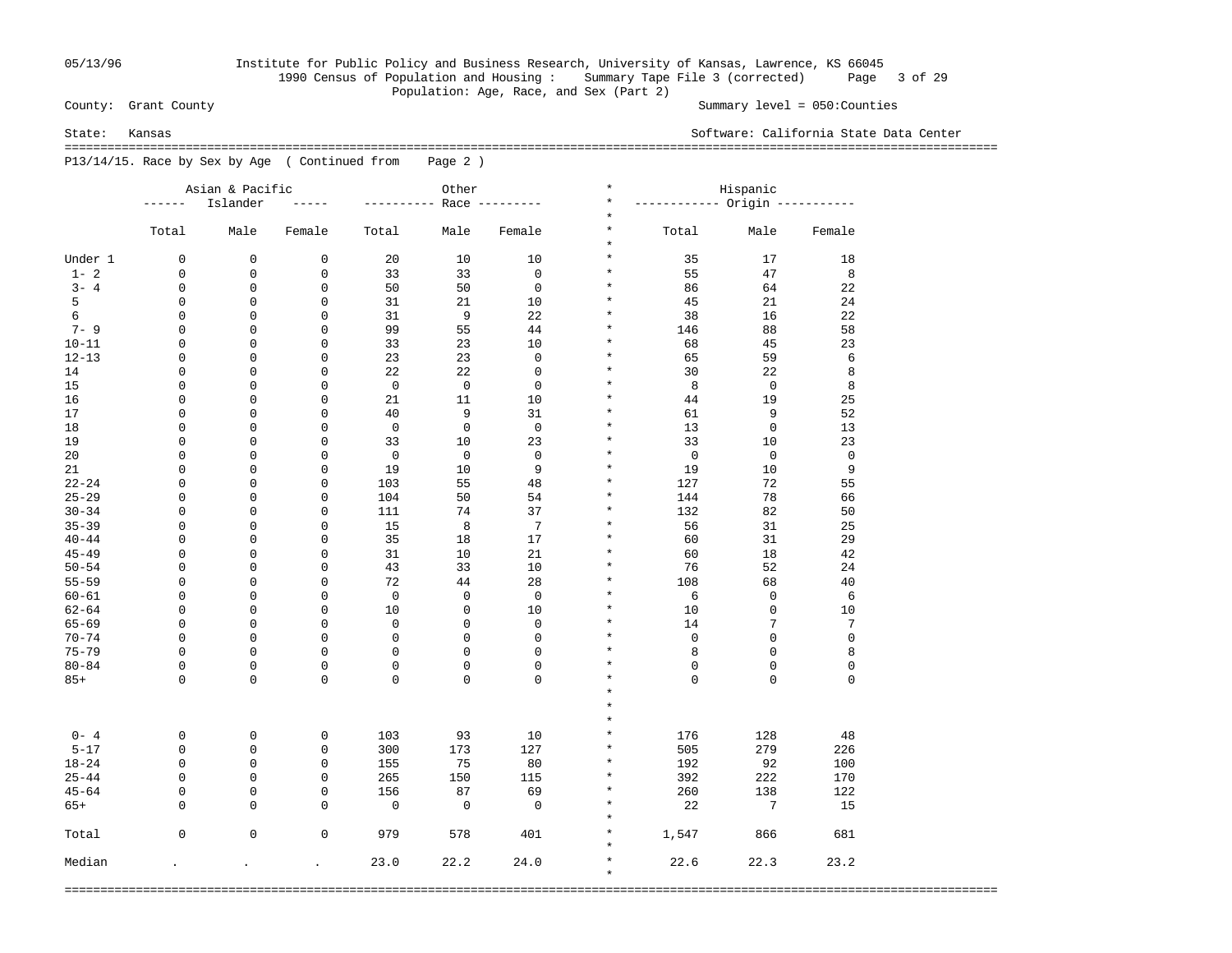05/13/96 Institute for Public Policy and Business Research, University of Kansas, Lawrence, KS 66045

1990 Census of Population and Housing : Summary Tape File 3 (corrected)

Population: Age, Race, and Sex (Part 2)

County: Grant County Summary level = 050:Counties

State: Kansas Software: California State Data Center

P13/14/15. Race by Sex by Age ( Continued from Page 2 )

| | Asian & Pacific Islander | | | Other Race | | | Hispanic Origin | | |
|---|---|---|---|---|---|---|---|---|---|
| | Total | Male | Female | Total | Male | Female | Total | Male | Female |
| Under 1 | 0 | 0 | 0 | 20 | 10 | 10 | 35 | 17 | 18 |
| 1- 2 | 0 | 0 | 0 | 33 | 33 | 0 | 55 | 47 | 8 |
| 3- 4 | 0 | 0 | 0 | 50 | 50 | 0 | 86 | 64 | 22 |
| 5 | 0 | 0 | 0 | 31 | 21 | 10 | 45 | 21 | 24 |
| 6 | 0 | 0 | 0 | 31 | 9 | 22 | 38 | 16 | 22 |
| 7- 9 | 0 | 0 | 0 | 99 | 55 | 44 | 146 | 88 | 58 |
| 10-11 | 0 | 0 | 0 | 33 | 23 | 10 | 68 | 45 | 23 |
| 12-13 | 0 | 0 | 0 | 23 | 23 | 0 | 65 | 59 | 6 |
| 14 | 0 | 0 | 0 | 22 | 22 | 0 | 30 | 22 | 8 |
| 15 | 0 | 0 | 0 | 0 | 0 | 0 | 8 | 0 | 8 |
| 16 | 0 | 0 | 0 | 21 | 11 | 10 | 44 | 19 | 25 |
| 17 | 0 | 0 | 0 | 40 | 9 | 31 | 61 | 9 | 52 |
| 18 | 0 | 0 | 0 | 0 | 0 | 0 | 13 | 0 | 13 |
| 19 | 0 | 0 | 0 | 33 | 10 | 23 | 33 | 10 | 23 |
| 20 | 0 | 0 | 0 | 0 | 0 | 0 | 0 | 0 | 0 |
| 21 | 0 | 0 | 0 | 19 | 10 | 9 | 19 | 10 | 9 |
| 22-24 | 0 | 0 | 0 | 103 | 55 | 48 | 127 | 72 | 55 |
| 25-29 | 0 | 0 | 0 | 104 | 50 | 54 | 144 | 78 | 66 |
| 30-34 | 0 | 0 | 0 | 111 | 74 | 37 | 132 | 82 | 50 |
| 35-39 | 0 | 0 | 0 | 15 | 8 | 7 | 56 | 31 | 25 |
| 40-44 | 0 | 0 | 0 | 35 | 18 | 17 | 60 | 31 | 29 |
| 45-49 | 0 | 0 | 0 | 31 | 10 | 21 | 60 | 18 | 42 |
| 50-54 | 0 | 0 | 0 | 43 | 33 | 10 | 76 | 52 | 24 |
| 55-59 | 0 | 0 | 0 | 72 | 44 | 28 | 108 | 68 | 40 |
| 60-61 | 0 | 0 | 0 | 0 | 0 | 0 | 6 | 0 | 6 |
| 62-64 | 0 | 0 | 0 | 10 | 0 | 10 | 10 | 0 | 10 |
| 65-69 | 0 | 0 | 0 | 0 | 0 | 0 | 14 | 7 | 7 |
| 70-74 | 0 | 0 | 0 | 0 | 0 | 0 | 0 | 0 | 0 |
| 75-79 | 0 | 0 | 0 | 0 | 0 | 0 | 8 | 0 | 8 |
| 80-84 | 0 | 0 | 0 | 0 | 0 | 0 | 0 | 0 | 0 |
| 85+ | 0 | 0 | 0 | 0 | 0 | 0 | 0 | 0 | 0 |
| 0- 4 | 0 | 0 | 0 | 103 | 93 | 10 | 176 | 128 | 48 |
| 5-17 | 0 | 0 | 0 | 300 | 173 | 127 | 505 | 279 | 226 |
| 18-24 | 0 | 0 | 0 | 155 | 75 | 80 | 192 | 92 | 100 |
| 25-44 | 0 | 0 | 0 | 265 | 150 | 115 | 392 | 222 | 170 |
| 45-64 | 0 | 0 | 0 | 156 | 87 | 69 | 260 | 138 | 122 |
| 65+ | 0 | 0 | 0 | 0 | 0 | 0 | 22 | 7 | 15 |
| Total | 0 | 0 | 0 | 979 | 578 | 401 | 1,547 | 866 | 681 |
| Median | . | . | . | 23.0 | 22.2 | 24.0 | 22.6 | 22.3 | 23.2 |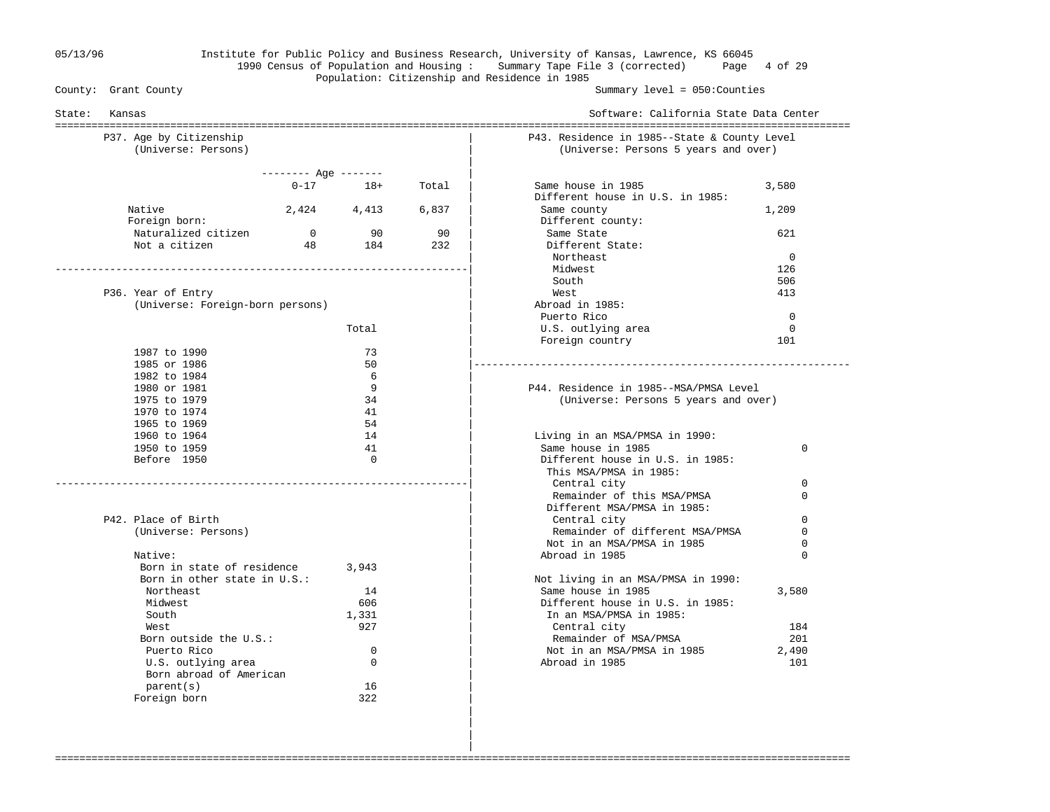Institute for Public Policy and Business Research, University of Kansas, Lawrence, KS 66045
1990 Census of Population and Housing : Summary Tape File 3 (corrected)
Population: Citizenship and Residence in 1985

County: Grant County — Summary level = 050:Counties
State: Kansas — Software: California State Data Center

## P37. Age by Citizenship
(Universe: Persons)

| | Age 0-17 | Age 18+ | Total |
|---|---|---|---|
| Native | 2,424 | 4,413 | 6,837 |
| Foreign born: | | | |
| Naturalized citizen | 0 | 90 | 90 |
| Not a citizen | 48 | 184 | 232 |

## P36. Year of Entry
(Universe: Foreign-born persons)

| | Total |
|---|---|
| 1987 to 1990 | 73 |
| 1985 or 1986 | 50 |
| 1982 to 1984 | 6 |
| 1980 or 1981 | 9 |
| 1975 to 1979 | 34 |
| 1970 to 1974 | 41 |
| 1965 to 1969 | 54 |
| 1960 to 1964 | 14 |
| 1950 to 1959 | 41 |
| Before 1950 | 0 |

## P42. Place of Birth
(Universe: Persons)

| | |
|---|---|
| Native: | |
| Born in state of residence | 3,943 |
| Born in other state in U.S.: | |
| Northeast | 14 |
| Midwest | 606 |
| South | 1,331 |
| West | 927 |
| Born outside the U.S.: | |
| Puerto Rico | 0 |
| U.S. outlying area | 0 |
| Born abroad of American parent(s) | 16 |
| Foreign born | 322 |

## P43. Residence in 1985--State & County Level
(Universe: Persons 5 years and over)

| | |
|---|---|
| Same house in 1985 | 3,580 |
| Different house in U.S. in 1985: | |
| Same county | 1,209 |
| Different county: | |
| Same State | 621 |
| Different State: | |
| Northeast | 0 |
| Midwest | 126 |
| South | 506 |
| West | 413 |
| Abroad in 1985: | |
| Puerto Rico | 0 |
| U.S. outlying area | 0 |
| Foreign country | 101 |

## P44. Residence in 1985--MSA/PMSA Level
(Universe: Persons 5 years and over)

| | |
|---|---|
| Living in an MSA/PMSA in 1990: | |
| Same house in 1985 | 0 |
| Different house in U.S. in 1985: | |
| This MSA/PMSA in 1985: | |
| Central city | 0 |
| Remainder of this MSA/PMSA | 0 |
| Different MSA/PMSA in 1985: | |
| Central city | 0 |
| Remainder of different MSA/PMSA | 0 |
| Not in an MSA/PMSA in 1985 | 0 |
| Abroad in 1985 | 0 |
| Not living in an MSA/PMSA in 1990: | |
| Same house in 1985 | 3,580 |
| Different house in U.S. in 1985: | |
| In an MSA/PMSA in 1985: | |
| Central city | 184 |
| Remainder of MSA/PMSA | 201 |
| Not in an MSA/PMSA in 1985 | 2,490 |
| Abroad in 1985 | 101 |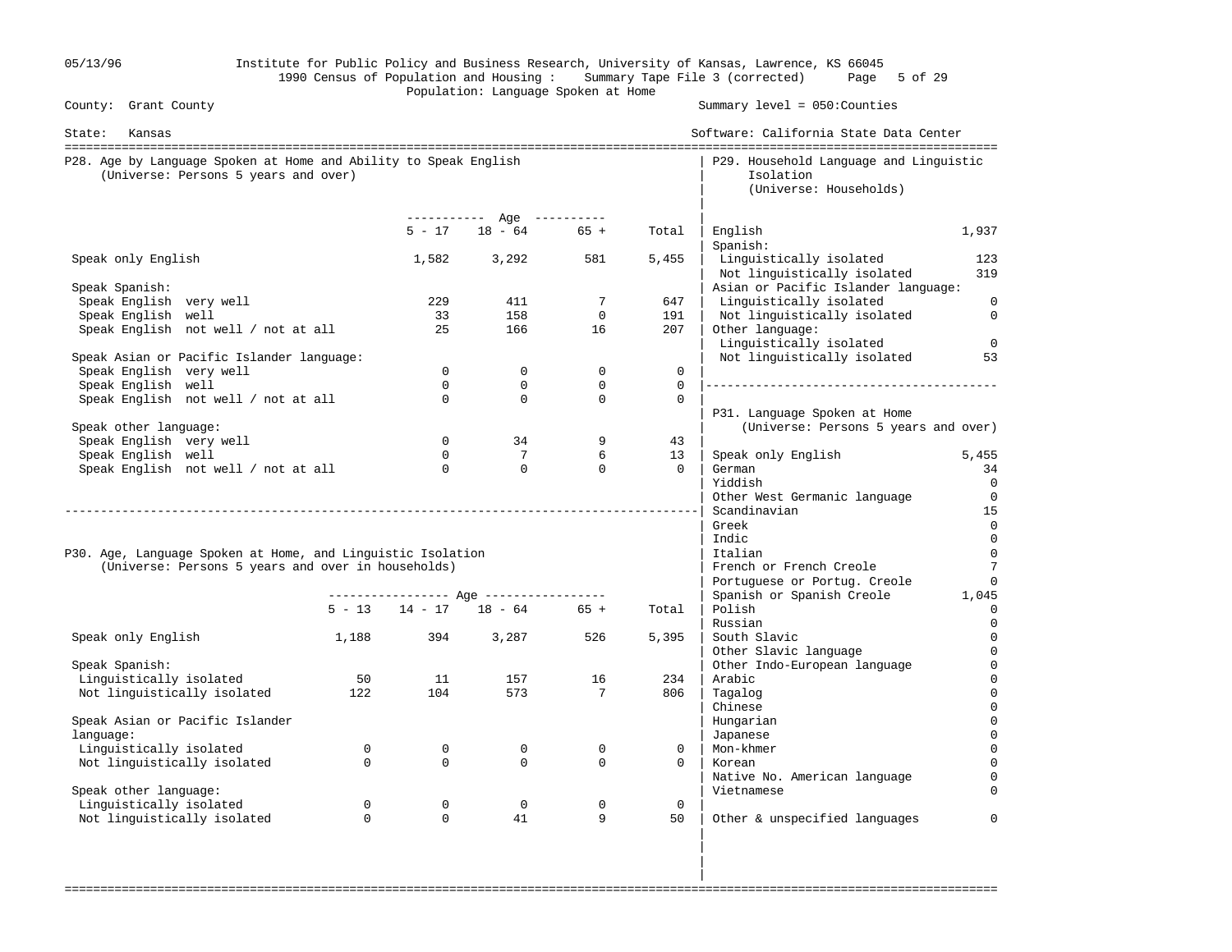05/13/96 Institute for Public Policy and Business Research, University of Kansas, Lawrence, KS 66045
1990 Census of Population and Housing : Summary Tape File 3 (corrected)
Population: Language Spoken at Home

County: Grant County — Summary level = 050:Counties

State: Kansas — Software: California State Data Center

## P28. Age by Language Spoken at Home and Ability to Speak English
(Universe: Persons 5 years and over)

| | 5 - 17 | 18 - 64 | 65 + | Total |
|---|---|---|---|---|
| Speak only English | 1,582 | 3,292 | 581 | 5,455 |
| **Speak Spanish:** | | | | |
| Speak English very well | 229 | 411 | 7 | 647 |
| Speak English well | 33 | 158 | 0 | 191 |
| Speak English not well / not at all | 25 | 166 | 16 | 207 |
| **Speak Asian or Pacific Islander language:** | | | | |
| Speak English very well | 0 | 0 | 0 | 0 |
| Speak English well | 0 | 0 | 0 | 0 |
| Speak English not well / not at all | 0 | 0 | 0 | 0 |
| **Speak other language:** | | | | |
| Speak English very well | 0 | 34 | 9 | 43 |
| Speak English well | 0 | 7 | 6 | 13 |
| Speak English not well / not at all | 0 | 0 | 0 | 0 |

## P30. Age, Language Spoken at Home, and Linguistic Isolation
(Universe: Persons 5 years and over in households)

| | 5 - 13 | 14 - 17 | 18 - 64 | 65 + | Total |
|---|---|---|---|---|---|
| Speak only English | 1,188 | 394 | 3,287 | 526 | 5,395 |
| **Speak Spanish:** | | | | | |
| Linguistically isolated | 50 | 11 | 157 | 16 | 234 |
| Not linguistically isolated | 122 | 104 | 573 | 7 | 806 |
| **Speak Asian or Pacific Islander language:** | | | | | |
| Linguistically isolated | 0 | 0 | 0 | 0 | 0 |
| Not linguistically isolated | 0 | 0 | 0 | 0 | 0 |
| **Speak other language:** | | | | | |
| Linguistically isolated | 0 | 0 | 0 | 0 | 0 |
| Not linguistically isolated | 0 | 0 | 41 | 9 | 50 |

## P29. Household Language and Linguistic Isolation
(Universe: Households)

| | |
|---|---|
| English | 1,937 |
| **Spanish:** | |
| Linguistically isolated | 123 |
| Not linguistically isolated | 319 |
| **Asian or Pacific Islander language:** | |
| Linguistically isolated | 0 |
| Not linguistically isolated | 0 |
| **Other language:** | |
| Linguistically isolated | 0 |
| Not linguistically isolated | 53 |

## P31. Language Spoken at Home
(Universe: Persons 5 years and over)

| | |
|---|---|
| Speak only English | 5,455 |
| German | 34 |
| Yiddish | 0 |
| Other West Germanic language | 0 |
| Scandinavian | 15 |
| Greek | 0 |
| Indic | 0 |
| Italian | 0 |
| French or French Creole | 7 |
| Portuguese or Portug. Creole | 0 |
| Spanish or Spanish Creole | 1,045 |
| Polish | 0 |
| Russian | 0 |
| South Slavic | 0 |
| Other Slavic language | 0 |
| Other Indo-European language | 0 |
| Arabic | 0 |
| Tagalog | 0 |
| Chinese | 0 |
| Hungarian | 0 |
| Japanese | 0 |
| Mon-khmer | 0 |
| Korean | 0 |
| Native No. American language | 0 |
| Vietnamese | 0 |
| Other & unspecified languages | 0 |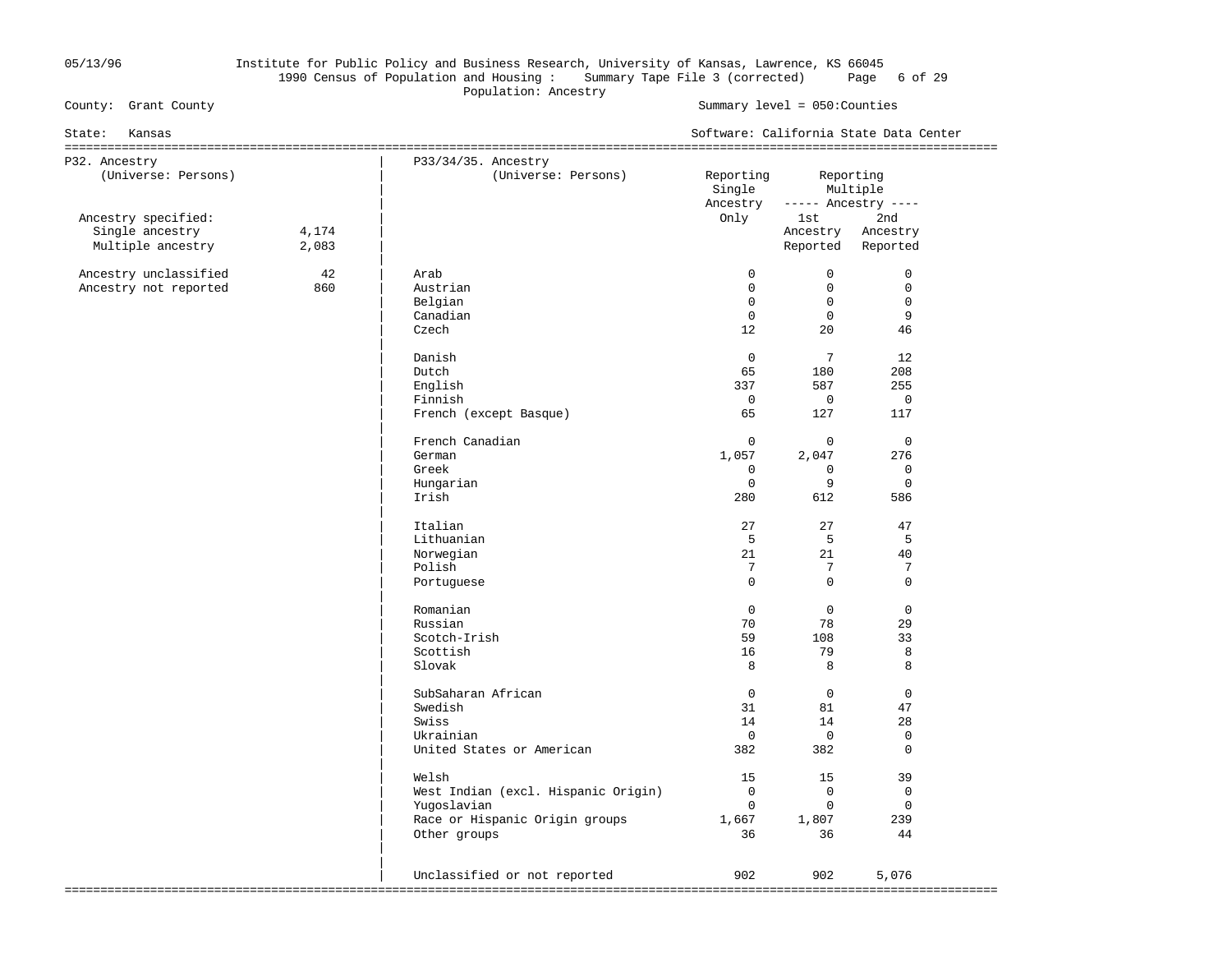County: Grant County

Summary level = 050:Counties

State: Kansas

Software: California State Data Center

Population: Ancestry

## P32. Ancestry

(Universe: Persons)

| | |
|---|---|
| Ancestry specified: | |
| Single ancestry | 4,174 |
| Multiple ancestry | 2,083 |
| Ancestry unclassified | 42 |
| Ancestry not reported | 860 |

## P33/34/35. Ancestry

(Universe: Persons)

| | Reporting Single Ancestry Only | Reporting Multiple Ancestry: 1st Ancestry Reported | Reporting Multiple Ancestry: 2nd Ancestry Reported |
|---|---|---|---|
| Arab | 0 | 0 | 0 |
| Austrian | 0 | 0 | 0 |
| Belgian | 0 | 0 | 0 |
| Canadian | 0 | 0 | 9 |
| Czech | 12 | 20 | 46 |
| Danish | 0 | 7 | 12 |
| Dutch | 65 | 180 | 208 |
| English | 337 | 587 | 255 |
| Finnish | 0 | 0 | 0 |
| French (except Basque) | 65 | 127 | 117 |
| French Canadian | 0 | 0 | 0 |
| German | 1,057 | 2,047 | 276 |
| Greek | 0 | 0 | 0 |
| Hungarian | 0 | 9 | 0 |
| Irish | 280 | 612 | 586 |
| Italian | 27 | 27 | 47 |
| Lithuanian | 5 | 5 | 5 |
| Norwegian | 21 | 21 | 40 |
| Polish | 7 | 7 | 7 |
| Portuguese | 0 | 0 | 0 |
| Romanian | 0 | 0 | 0 |
| Russian | 70 | 78 | 29 |
| Scotch-Irish | 59 | 108 | 33 |
| Scottish | 16 | 79 | 8 |
| Slovak | 8 | 8 | 8 |
| SubSaharan African | 0 | 0 | 0 |
| Swedish | 31 | 81 | 47 |
| Swiss | 14 | 14 | 28 |
| Ukrainian | 0 | 0 | 0 |
| United States or American | 382 | 382 | 0 |
| Welsh | 15 | 15 | 39 |
| West Indian (excl. Hispanic Origin) | 0 | 0 | 0 |
| Yugoslavian | 0 | 0 | 0 |
| Race or Hispanic Origin groups | 1,667 | 1,807 | 239 |
| Other groups | 36 | 36 | 44 |
| Unclassified or not reported | 902 | 902 | 5,076 |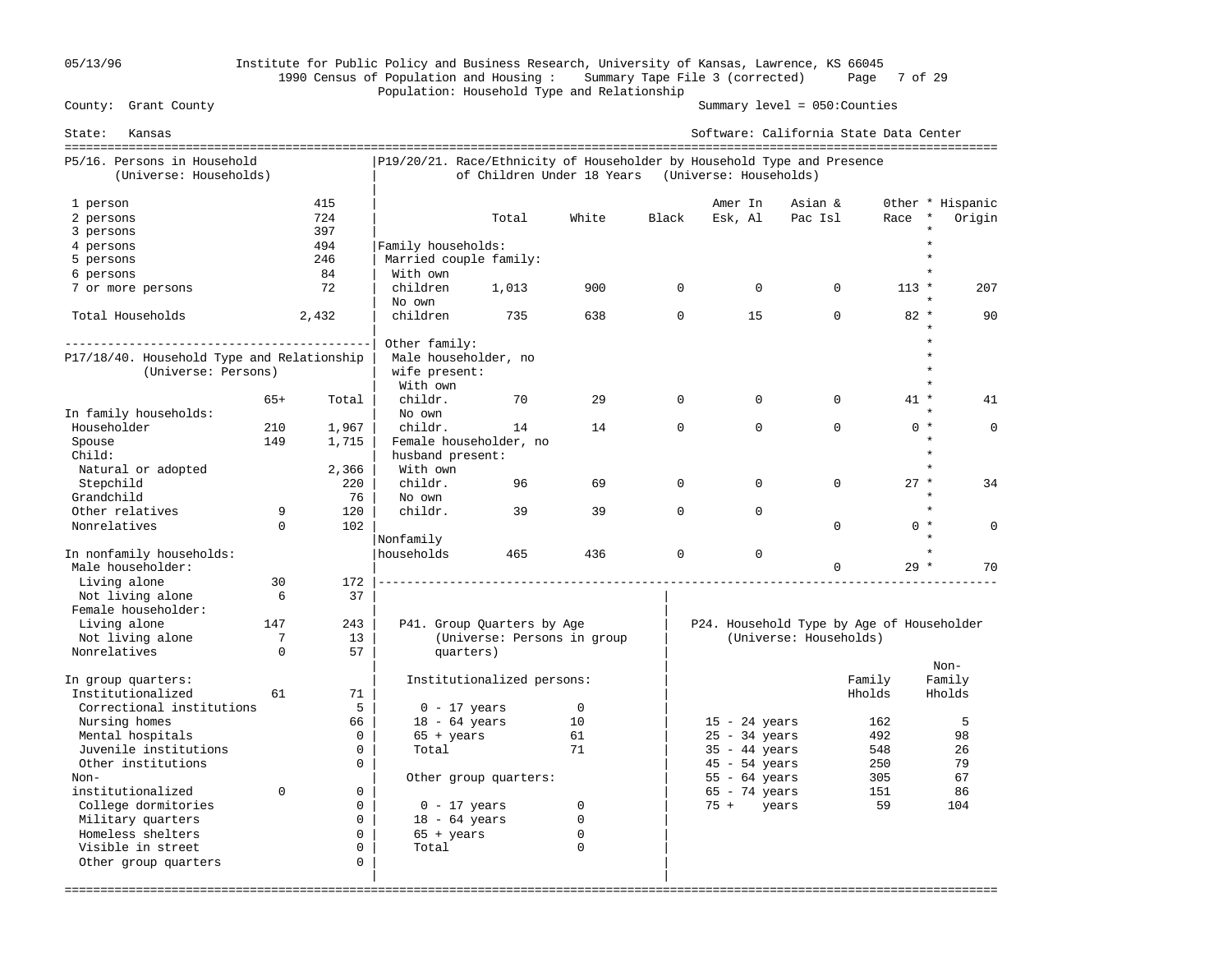05/13/96 Institute for Public Policy and Business Research, University of Kansas, Lawrence, KS 66045

1990 Census of Population and Housing : Summary Tape File 3 (corrected)

Population: Household Type and Relationship

County: Grant County — Summary level = 050:Counties

State: Kansas — Software: California State Data Center

## P5/16. Persons in Household (Universe: Households)

| | |
|---|---|
| 1 person | 415 |
| 2 persons | 724 |
| 3 persons | 397 |
| 4 persons | 494 |
| 5 persons | 246 |
| 6 persons | 84 |
| 7 or more persons | 72 |
| Total Households | 2,432 |

## P19/20/21. Race/Ethnicity of Householder by Household Type and Presence of Children Under 18 Years (Universe: Households)

| | Total | White | Black | Amer In Esk, Al | Asian & Pac Isl | Other Race | * Hispanic Origin |
|---|---|---|---|---|---|---|---|
| **Family households:** | | | | | | | |
| Married couple family: | | | | | | | |
| With own children | 1,013 | 900 | 0 | 0 | 0 | 113 | 207 |
| No own children | 735 | 638 | 0 | 15 | 0 | 82 | 90 |
| Other family: | | | | | | | |
| Male householder, no wife present: | | | | | | | |
| With own childr. | 70 | 29 | 0 | 0 | 0 | 41 | 41 |
| No own childr. | 14 | 14 | 0 | 0 | 0 | 0 | 0 |
| Female householder, no husband present: | | | | | | | |
| With own childr. | 96 | 69 | 0 | 0 | 0 | 27 | 34 |
| No own childr. | 39 | 39 | 0 | 0 | 0 | 0 | 0 |
| Nonfamily households | 465 | 436 | 0 | 0 | 0 | 29 | 70 |

## P17/18/40. Household Type and Relationship (Universe: Persons)

| | 65+ | Total |
|---|---|---|
| **In family households:** | | |
| Householder | 210 | 1,967 |
| Spouse | 149 | 1,715 |
| Child: | | |
| Natural or adopted | | 2,366 |
| Stepchild | | 220 |
| Grandchild | | 76 |
| Other relatives | 9 | 120 |
| Nonrelatives | 0 | 102 |
| **In nonfamily households:** | | |
| Male householder: | | |
| Living alone | 30 | 172 |
| Not living alone | 6 | 37 |
| Female householder: | | |
| Living alone | 147 | 243 |
| Not living alone | 7 | 13 |
| Nonrelatives | 0 | 57 |
| **In group quarters:** | | |
| Institutionalized | 61 | 71 |
| Correctional institutions | | 5 |
| Nursing homes | | 66 |
| Mental hospitals | | 0 |
| Juvenile institutions | | 0 |
| Other institutions | | 0 |
| Non-institutionalized | 0 | 0 |
| College dormitories | | 0 |
| Military quarters | | 0 |
| Homeless shelters | | 0 |
| Visible in street | | 0 |
| Other group quarters | | 0 |

## P41. Group Quarters by Age (Universe: Persons in group quarters)

| | |
|---|---|
| **Institutionalized persons:** | |
| 0 - 17 years | 0 |
| 18 - 64 years | 10 |
| 65 + years | 61 |
| Total | 71 |
| **Other group quarters:** | |
| 0 - 17 years | 0 |
| 18 - 64 years | 0 |
| 65 + years | 0 |
| Total | 0 |

## P24. Household Type by Age of Householder (Universe: Households)

| | Family Hholds | Non-Family Hholds |
|---|---|---|
| 15 - 24 years | 162 | 5 |
| 25 - 34 years | 492 | 98 |
| 35 - 44 years | 548 | 26 |
| 45 - 54 years | 250 | 79 |
| 55 - 64 years | 305 | 67 |
| 65 - 74 years | 151 | 86 |
| 75 + years | 59 | 104 |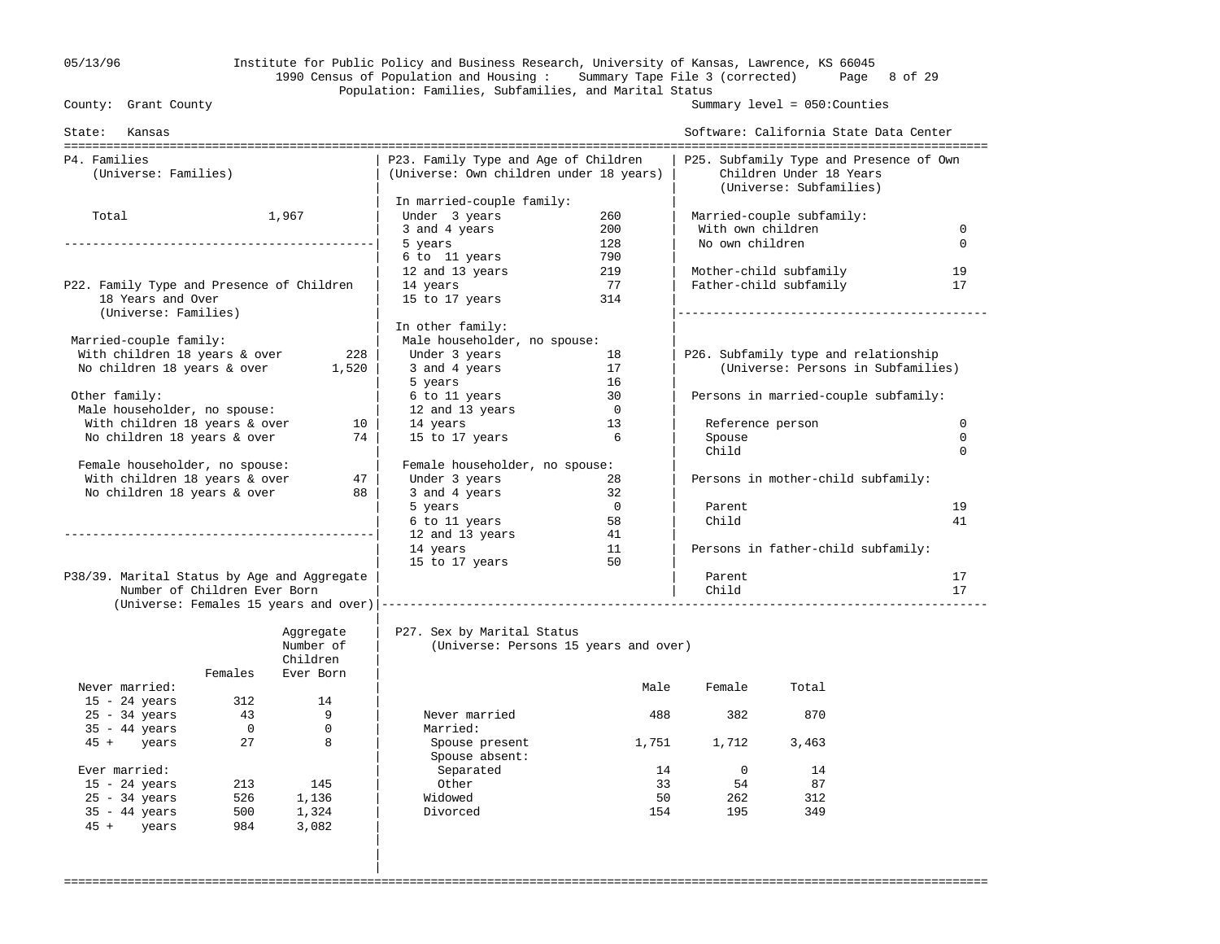Institute for Public Policy and Business Research, University of Kansas, Lawrence, KS 66045
1990 Census of Population and Housing : Summary Tape File 3 (corrected)
Population: Families, Subfamilies, and Marital Status

County: Grant County — Summary level = 050:Counties
State: Kansas — Software: California State Data Center

## P4. Families
(Universe: Families)

| | |
|---|---|
| Total | 1,967 |

## P22. Family Type and Presence of Children 18 Years and Over
(Universe: Families)

| | |
|---|---|
| **Married-couple family:** | |
| With children 18 years & over | 228 |
| No children 18 years & over | 1,520 |
| **Other family:** | |
| Male householder, no spouse: | |
| With children 18 years & over | 10 |
| No children 18 years & over | 74 |
| Female householder, no spouse: | |
| With children 18 years & over | 47 |
| No children 18 years & over | 88 |

## P23. Family Type and Age of Children
(Universe: Own children under 18 years)

| | |
|---|---|
| **In married-couple family:** | |
| Under 3 years | 260 |
| 3 and 4 years | 200 |
| 5 years | 128 |
| 6 to 11 years | 790 |
| 12 and 13 years | 219 |
| 14 years | 77 |
| 15 to 17 years | 314 |
| **In other family:** | |
| Male householder, no spouse: | |
| Under 3 years | 18 |
| 3 and 4 years | 17 |
| 5 years | 16 |
| 6 to 11 years | 30 |
| 12 and 13 years | 0 |
| 14 years | 13 |
| 15 to 17 years | 6 |
| Female householder, no spouse: | |
| Under 3 years | 28 |
| 3 and 4 years | 32 |
| 5 years | 0 |
| 6 to 11 years | 58 |
| 12 and 13 years | 41 |
| 14 years | 11 |
| 15 to 17 years | 50 |

## P25. Subfamily Type and Presence of Own Children Under 18 Years
(Universe: Subfamilies)

| | |
|---|---|
| Married-couple subfamily: | |
| With own children | 0 |
| No own children | 0 |
| Mother-child subfamily | 19 |
| Father-child subfamily | 17 |

## P26. Subfamily type and relationship
(Universe: Persons in Subfamilies)

| | |
|---|---|
| **Persons in married-couple subfamily:** | |
| Reference person | 0 |
| Spouse | 0 |
| Child | 0 |
| **Persons in mother-child subfamily:** | |
| Parent | 19 |
| Child | 41 |
| **Persons in father-child subfamily:** | |
| Parent | 17 |
| Child | 17 |

## P38/39. Marital Status by Age and Aggregate Number of Children Ever Born
(Universe: Females 15 years and over)

| | Females | Aggregate Number of Children Ever Born |
|---|---|---|
| **Never married:** | | |
| 15 - 24 years | 312 | 14 |
| 25 - 34 years | 43 | 9 |
| 35 - 44 years | 0 | 0 |
| 45 + years | 27 | 8 |
| **Ever married:** | | |
| 15 - 24 years | 213 | 145 |
| 25 - 34 years | 526 | 1,136 |
| 35 - 44 years | 500 | 1,324 |
| 45 + years | 984 | 3,082 |

## P27. Sex by Marital Status
(Universe: Persons 15 years and over)

| | Male | Female | Total |
|---|---|---|---|
| Never married | 488 | 382 | 870 |
| Married: | | | |
| Spouse present | 1,751 | 1,712 | 3,463 |
| Spouse absent: | | | |
| Separated | 14 | 0 | 14 |
| Other | 33 | 54 | 87 |
| Widowed | 50 | 262 | 312 |
| Divorced | 154 | 195 | 349 |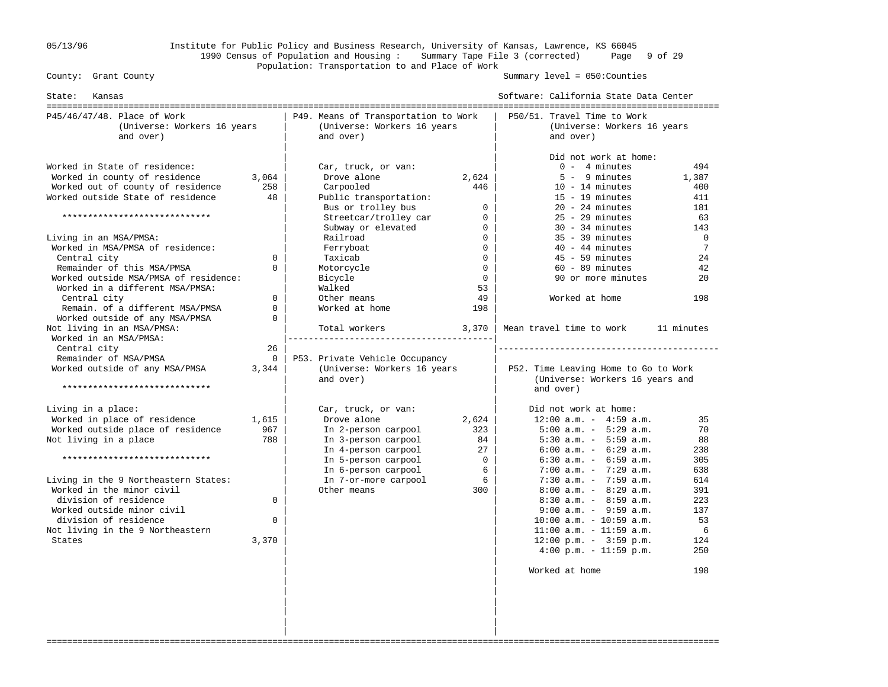County: Grant County

Summary level = 050:Counties

State: Kansas

Software: California State Data Center

Institute for Public Policy and Business Research, University of Kansas, Lawrence, KS 66045
1990 Census of Population and Housing : Summary Tape File 3 (corrected)
Population: Transportation to and Place of Work

05/13/96

## P45/46/47/48. Place of Work (Universe: Workers 16 years and over)

| Item | Count |
|---|---|
| Worked in State of residence: | |
| Worked in county of residence | 3,064 |
| Worked out of county of residence | 258 |
| Worked outside State of residence | 48 |
| ***************************** | |
| Living in an MSA/PMSA: | |
| Worked in MSA/PMSA of residence: | |
| Central city | 0 |
| Remainder of this MSA/PMSA | 0 |
| Worked outside MSA/PMSA of residence: | |
| Worked in a different MSA/PMSA: | |
| Central city | 0 |
| Remain. of a different MSA/PMSA | 0 |
| Worked outside of any MSA/PMSA | 0 |
| Not living in an MSA/PMSA: | |
| Worked in an MSA/PMSA: | |
| Central city | 26 |
| Remainder of MSA/PMSA | 0 |
| Worked outside of any MSA/PMSA | 3,344 |
| ***************************** | |
| Living in a place: | |
| Worked in place of residence | 1,615 |
| Worked outside place of residence | 967 |
| Not living in a place | 788 |
| ***************************** | |
| Living in the 9 Northeastern States: | |
| Worked in the minor civil division of residence | 0 |
| Worked outside minor civil division of residence | 0 |
| Not living in the 9 Northeastern States | 3,370 |

## P49. Means of Transportation to Work (Universe: Workers 16 years and over)

| Item | Count |
|---|---|
| Car, truck, or van: | |
| Drove alone | 2,624 |
| Carpooled | 446 |
| Public transportation: | |
| Bus or trolley bus | 0 |
| Streetcar/trolley car | 0 |
| Subway or elevated | 0 |
| Railroad | 0 |
| Ferryboat | 0 |
| Taxicab | 0 |
| Motorcycle | 0 |
| Bicycle | 0 |
| Walked | 53 |
| Other means | 49 |
| Worked at home | 198 |
| Total workers | 3,370 |

## P53. Private Vehicle Occupancy (Universe: Workers 16 years and over)

| Item | Count |
|---|---|
| Car, truck, or van: | 2,624 |
| In 2-person carpool | 323 |
| In 3-person carpool | 84 |
| In 4-person carpool | 27 |
| In 5-person carpool | 0 |
| In 6-person carpool | 6 |
| In 7-or-more carpool | 6 |
| Other means | 300 |

## P50/51. Travel Time to Work (Universe: Workers 16 years and over)

| Item | Count |
|---|---|
| Did not work at home: | |
| 0 - 4 minutes | 494 |
| 5 - 9 minutes | 1,387 |
| 10 - 14 minutes | 400 |
| 15 - 19 minutes | 411 |
| 20 - 24 minutes | 181 |
| 25 - 29 minutes | 63 |
| 30 - 34 minutes | 143 |
| 35 - 39 minutes | 0 |
| 40 - 44 minutes | 7 |
| 45 - 59 minutes | 24 |
| 60 - 89 minutes | 42 |
| 90 or more minutes | 20 |
| Worked at home | 198 |
| Mean travel time to work | 11 minutes |

## P52. Time Leaving Home to Go to Work (Universe: Workers 16 years and over)

| Item | Count |
|---|---|
| Did not work at home: | |
| 12:00 a.m. - 4:59 a.m. | 35 |
| 5:00 a.m. - 5:29 a.m. | 70 |
| 5:30 a.m. - 5:59 a.m. | 88 |
| 6:00 a.m. - 6:29 a.m. | 238 |
| 6:30 a.m. - 6:59 a.m. | 305 |
| 7:00 a.m. - 7:29 a.m. | 638 |
| 7:30 a.m. - 7:59 a.m. | 614 |
| 8:00 a.m. - 8:29 a.m. | 391 |
| 8:30 a.m. - 8:59 a.m. | 223 |
| 9:00 a.m. - 9:59 a.m. | 137 |
| 10:00 a.m. - 10:59 a.m. | 53 |
| 11:00 a.m. - 11:59 a.m. | 6 |
| 12:00 p.m. - 3:59 p.m. | 124 |
| 4:00 p.m. - 11:59 p.m. | 250 |
| Worked at home | 198 |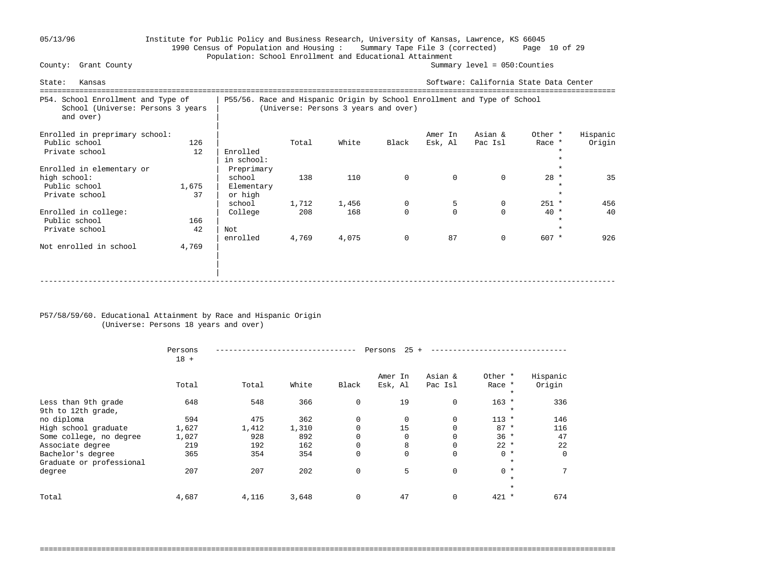Institute for Public Policy and Business Research, University of Kansas, Lawrence, KS 66045
1990 Census of Population and Housing : Summary Tape File 3 (corrected)
Population: School Enrollment and Educational Attainment

County: Grant County — Summary level = 050:Counties

State: Kansas — Software: California State Data Center

## P54. School Enrollment and Type of School (Universe: Persons 3 years and over)

| | |
|---|---|
| **Enrolled in preprimary school:** | |
| Public school | 126 |
| Private school | 12 |
| **Enrolled in elementary or high school:** | |
| Public school | 1,675 |
| Private school | 37 |
| **Enrolled in college:** | |
| Public school | 166 |
| Private school | 42 |
| Not enrolled in school | 4,769 |

## P55/56. Race and Hispanic Origin by School Enrollment and Type of School (Universe: Persons 3 years and over)

| | Total | White | Black | Amer In Esk, Al | Asian & Pac Isl | Other * Race * | Hispanic Origin |
|---|---|---|---|---|---|---|---|
| Enrolled in school: | | | | | | | |
| Preprimary school | 138 | 110 | 0 | 0 | 0 | 28 | 35 |
| Elementary or high school | 1,712 | 1,456 | 0 | 5 | 0 | 251 | 456 |
| College | 208 | 168 | 0 | 0 | 0 | 40 | 40 |
| Not enrolled | 4,769 | 4,075 | 0 | 87 | 0 | 607 | 926 |

## P57/58/59/60. Educational Attainment by Race and Hispanic Origin (Universe: Persons 18 years and over)

| | Persons 18 + | Persons 25 + | | | | | | |
|---|---|---|---|---|---|---|---|---|
| | Total | Total | White | Black | Amer In Esk, Al | Asian & Pac Isl | Other * Race * | Hispanic Origin |
| Less than 9th grade | 648 | 548 | 366 | 0 | 19 | 0 | 163 | 336 |
| 9th to 12th grade, no diploma | 594 | 475 | 362 | 0 | 0 | 0 | 113 | 146 |
| High school graduate | 1,627 | 1,412 | 1,310 | 0 | 15 | 0 | 87 | 116 |
| Some college, no degree | 1,027 | 928 | 892 | 0 | 0 | 0 | 36 | 47 |
| Associate degree | 219 | 192 | 162 | 0 | 8 | 0 | 22 | 22 |
| Bachelor's degree | 365 | 354 | 354 | 0 | 0 | 0 | 0 | 0 |
| Graduate or professional degree | 207 | 207 | 202 | 0 | 5 | 0 | 0 | 7 |
| Total | 4,687 | 4,116 | 3,648 | 0 | 47 | 0 | 421 | 674 |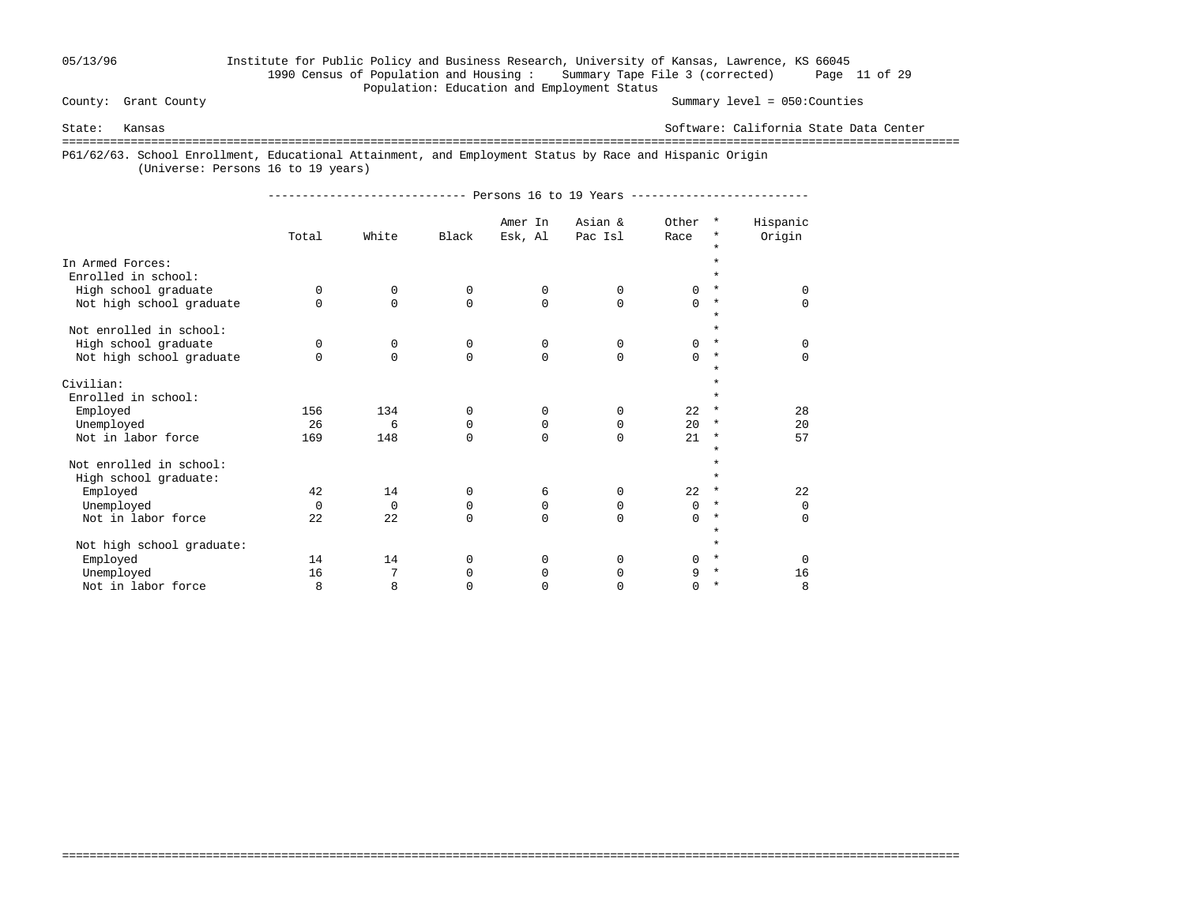County: Grant County
State: Kansas

Summary level = 050:Counties
Software: California State Data Center

1990 Census of Population and Housing : Summary Tape File 3 (corrected)
Population: Education and Employment Status

## P61/62/63. School Enrollment, Educational Attainment, and Employment Status by Race and Hispanic Origin
(Universe: Persons 16 to 19 years)

| | Persons 16 to 19 Years | | | | | | Hispanic Origin |
|---|---|---|---|---|---|---|---|
| | Total | White | Black | Amer In Esk, Al | Asian & Pac Isl | Other Race | |
| **In Armed Forces:** | | | | | | | |
| Enrolled in school: | | | | | | | |
| High school graduate | 0 | 0 | 0 | 0 | 0 | 0 | 0 |
| Not high school graduate | 0 | 0 | 0 | 0 | 0 | 0 | 0 |
| Not enrolled in school: | | | | | | | |
| High school graduate | 0 | 0 | 0 | 0 | 0 | 0 | 0 |
| Not high school graduate | 0 | 0 | 0 | 0 | 0 | 0 | 0 |
| **Civilian:** | | | | | | | |
| Enrolled in school: | | | | | | | |
| Employed | 156 | 134 | 0 | 0 | 0 | 22 | 28 |
| Unemployed | 26 | 6 | 0 | 0 | 0 | 20 | 20 |
| Not in labor force | 169 | 148 | 0 | 0 | 0 | 21 | 57 |
| Not enrolled in school: | | | | | | | |
| High school graduate: | | | | | | | |
| Employed | 42 | 14 | 0 | 6 | 0 | 22 | 22 |
| Unemployed | 0 | 0 | 0 | 0 | 0 | 0 | 0 |
| Not in labor force | 22 | 22 | 0 | 0 | 0 | 0 | 0 |
| Not high school graduate: | | | | | | | |
| Employed | 14 | 14 | 0 | 0 | 0 | 0 | 0 |
| Unemployed | 16 | 7 | 0 | 0 | 0 | 9 | 16 |
| Not in labor force | 8 | 8 | 0 | 0 | 0 | 0 | 8 |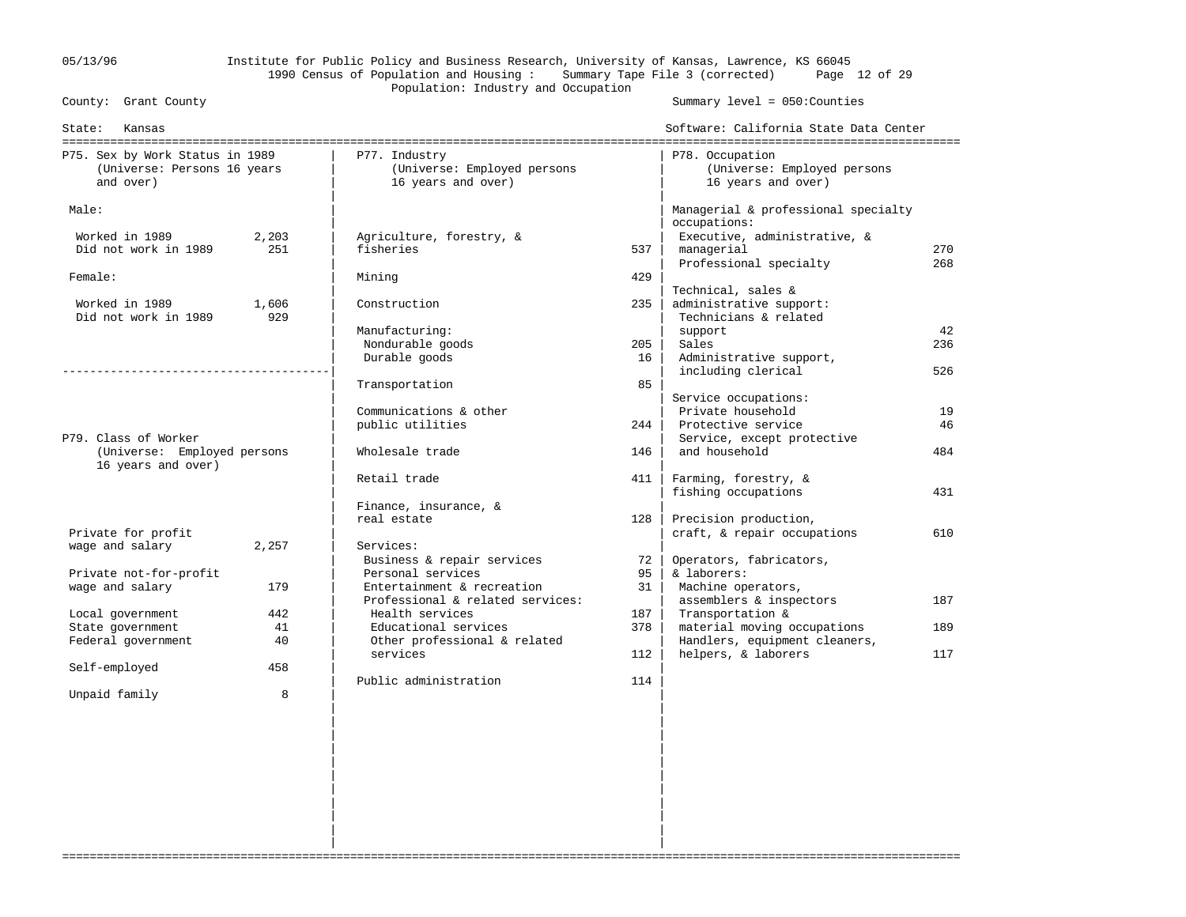Institute for Public Policy and Business Research, University of Kansas, Lawrence, KS 66045
1990 Census of Population and Housing : Summary Tape File 3 (corrected)
Population: Industry and Occupation

County: Grant County — Summary level = 050:Counties
State: Kansas — Software: California State Data Center

## P75. Sex by Work Status in 1989
(Universe: Persons 16 years and over)

| | |
|---|---|
| **Male:** | |
| Worked in 1989 | 2,203 |
| Did not work in 1989 | 251 |
| **Female:** | |
| Worked in 1989 | 1,606 |
| Did not work in 1989 | 929 |

## P79. Class of Worker
(Universe: Employed persons 16 years and over)

| | |
|---|---|
| Private for profit wage and salary | 2,257 |
| Private not-for-profit wage and salary | 179 |
| Local government | 442 |
| State government | 41 |
| Federal government | 40 |
| Self-employed | 458 |
| Unpaid family | 8 |

## P77. Industry
(Universe: Employed persons 16 years and over)

| | |
|---|---|
| Agriculture, forestry, & fisheries | 537 |
| Mining | 429 |
| Construction | 235 |
| Manufacturing: | |
| Nondurable goods | 205 |
| Durable goods | 16 |
| Transportation | 85 |
| Communications & other public utilities | 244 |
| Wholesale trade | 146 |
| Retail trade | 411 |
| Finance, insurance, & real estate | 128 |
| Services: | |
| Business & repair services | 72 |
| Personal services | 95 |
| Entertainment & recreation | 31 |
| Professional & related services: | |
| Health services | 187 |
| Educational services | 378 |
| Other professional & related services | 112 |
| Public administration | 114 |

## P78. Occupation
(Universe: Employed persons 16 years and over)

| | |
|---|---|
| **Managerial & professional specialty occupations:** | |
| Executive, administrative, & managerial | 270 |
| Professional specialty | 268 |
| **Technical, sales & administrative support:** | |
| Technicians & related support | 42 |
| Sales | 236 |
| Administrative support, including clerical | 526 |
| **Service occupations:** | |
| Private household | 19 |
| Protective service | 46 |
| Service, except protective and household | 484 |
| Farming, forestry, & fishing occupations | 431 |
| Precision production, craft, & repair occupations | 610 |
| **Operators, fabricators, & laborers:** | |
| Machine operators, assemblers & inspectors | 187 |
| Transportation & material moving occupations | 189 |
| Handlers, equipment cleaners, helpers, & laborers | 117 |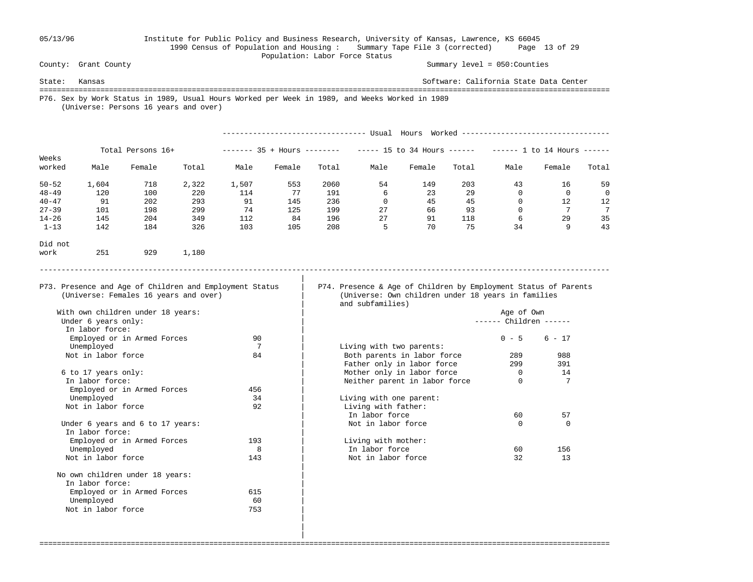Institute for Public Policy and Business Research, University of Kansas, Lawrence, KS 66045
1990 Census of Population and Housing : Summary Tape File 3 (corrected)
Population: Labor Force Status

County: Grant County — Summary level = 050:Counties

State: Kansas — Software: California State Data Center

## P76. Sex by Work Status in 1989, Usual Hours Worked per Week in 1989, and Weeks Worked in 1989
(Universe: Persons 16 years and over)

| Weeks worked | Total Persons 16+ | | | Usual Hours Worked: 35 + Hours | | | 15 to 34 Hours | | | 1 to 14 Hours | | |
|---|---|---|---|---|---|---|---|---|---|---|---|---|
| | Male | Female | Total | Male | Female | Total | Male | Female | Total | Male | Female | Total |
| 50-52 | 1,604 | 718 | 2,322 | 1,507 | 553 | 2060 | 54 | 149 | 203 | 43 | 16 | 59 |
| 48-49 | 120 | 100 | 220 | 114 | 77 | 191 | 6 | 23 | 29 | 0 | 0 | 0 |
| 40-47 | 91 | 202 | 293 | 91 | 145 | 236 | 0 | 45 | 45 | 0 | 12 | 12 |
| 27-39 | 101 | 198 | 299 | 74 | 125 | 199 | 27 | 66 | 93 | 0 | 7 | 7 |
| 14-26 | 145 | 204 | 349 | 112 | 84 | 196 | 27 | 91 | 118 | 6 | 29 | 35 |
| 1-13 | 142 | 184 | 326 | 103 | 105 | 208 | 5 | 70 | 75 | 34 | 9 | 43 |
| Did not work | 251 | 929 | 1,180 | | | | | | | | | |

## P73. Presence and Age of Children and Employment Status
(Universe: Females 16 years and over)

| | |
|---|---|
| **With own children under 18 years:** | |
| Under 6 years only: | |
| In labor force: | |
| Employed or in Armed Forces | 90 |
| Unemployed | 7 |
| Not in labor force | 84 |
| 6 to 17 years only: | |
| In labor force: | |
| Employed or in Armed Forces | 456 |
| Unemployed | 34 |
| Not in labor force | 92 |
| Under 6 years and 6 to 17 years: | |
| In labor force: | |
| Employed or in Armed Forces | 193 |
| Unemployed | 8 |
| Not in labor force | 143 |
| **No own children under 18 years:** | |
| In labor force: | |
| Employed or in Armed Forces | 615 |
| Unemployed | 60 |
| Not in labor force | 753 |

## P74. Presence & Age of Children by Employment Status of Parents
(Universe: Own children under 18 years in families and subfamilies)

| | Age of Own Children: 0 - 5 | 6 - 17 |
|---|---|---|
| **Living with two parents:** | | |
| Both parents in labor force | 289 | 988 |
| Father only in labor force | 299 | 391 |
| Mother only in labor force | 0 | 14 |
| Neither parent in labor force | 0 | 7 |
| **Living with one parent:** | | |
| Living with father: | | |
| In labor force | 60 | 57 |
| Not in labor force | 0 | 0 |
| Living with mother: | | |
| In labor force | 60 | 156 |
| Not in labor force | 32 | 13 |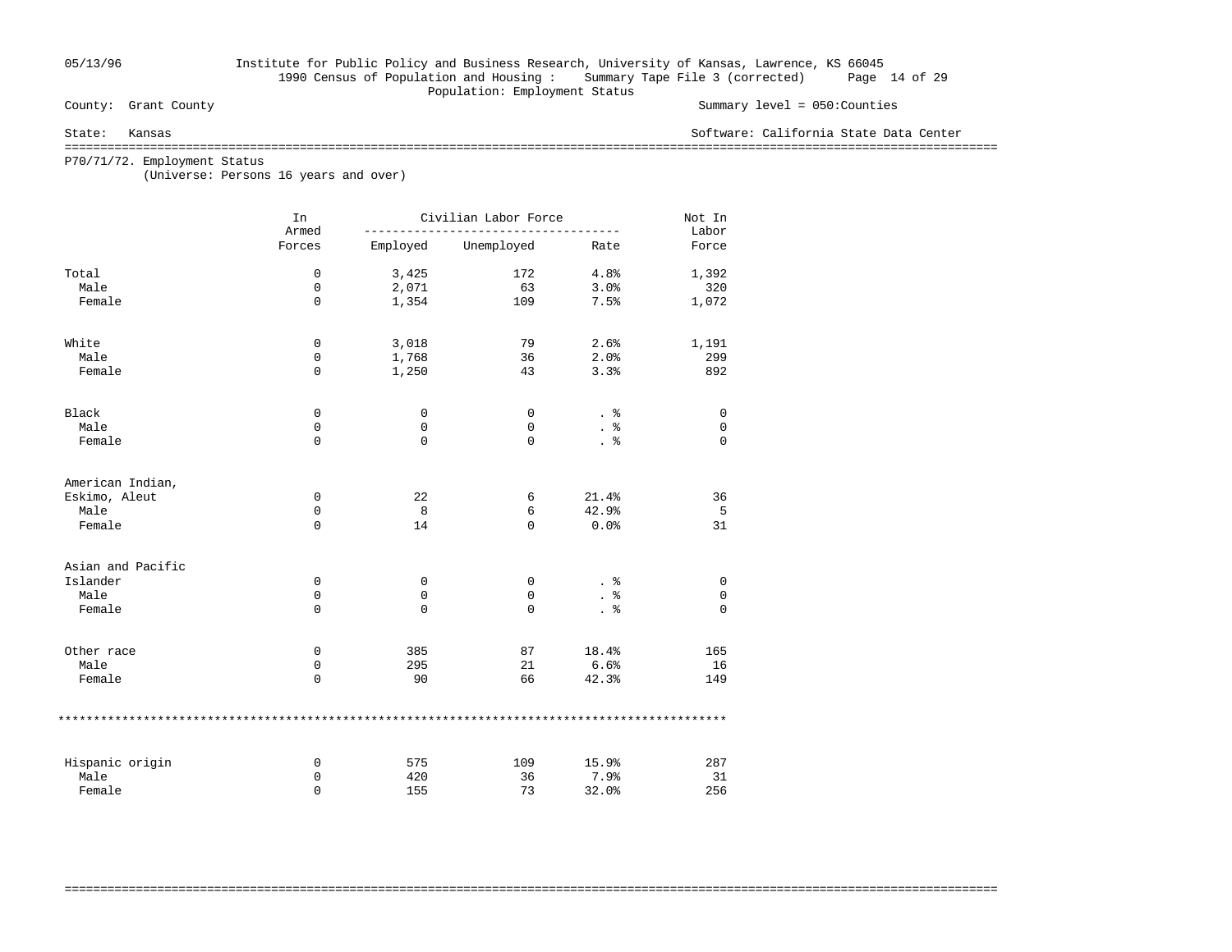County: Grant County

State: Kansas

Summary level = 050:Counties

Software: California State Data Center

Institute for Public Policy and Business Research, University of Kansas, Lawrence, KS 66045

1990 Census of Population and Housing : Summary Tape File 3 (corrected)

Population: Employment Status

## P70/71/72. Employment Status

(Universe: Persons 16 years and over)

| | In Armed Forces | Civilian Labor Force | | | Not In Labor Force |
|---|---|---|---|---|---|
| | | Employed | Unemployed | Rate | |
| Total | 0 | 3,425 | 172 | 4.8% | 1,392 |
| Male | 0 | 2,071 | 63 | 3.0% | 320 |
| Female | 0 | 1,354 | 109 | 7.5% | 1,072 |
| White | 0 | 3,018 | 79 | 2.6% | 1,191 |
| Male | 0 | 1,768 | 36 | 2.0% | 299 |
| Female | 0 | 1,250 | 43 | 3.3% | 892 |
| Black | 0 | 0 | 0 | . % | 0 |
| Male | 0 | 0 | 0 | . % | 0 |
| Female | 0 | 0 | 0 | . % | 0 |
| American Indian, Eskimo, Aleut | 0 | 22 | 6 | 21.4% | 36 |
| Male | 0 | 8 | 6 | 42.9% | 5 |
| Female | 0 | 14 | 0 | 0.0% | 31 |
| Asian and Pacific Islander | 0 | 0 | 0 | . % | 0 |
| Male | 0 | 0 | 0 | . % | 0 |
| Female | 0 | 0 | 0 | . % | 0 |
| Other race | 0 | 385 | 87 | 18.4% | 165 |
| Male | 0 | 295 | 21 | 6.6% | 16 |
| Female | 0 | 90 | 66 | 42.3% | 149 |
| Hispanic origin | 0 | 575 | 109 | 15.9% | 287 |
| Male | 0 | 420 | 36 | 7.9% | 31 |
| Female | 0 | 155 | 73 | 32.0% | 256 |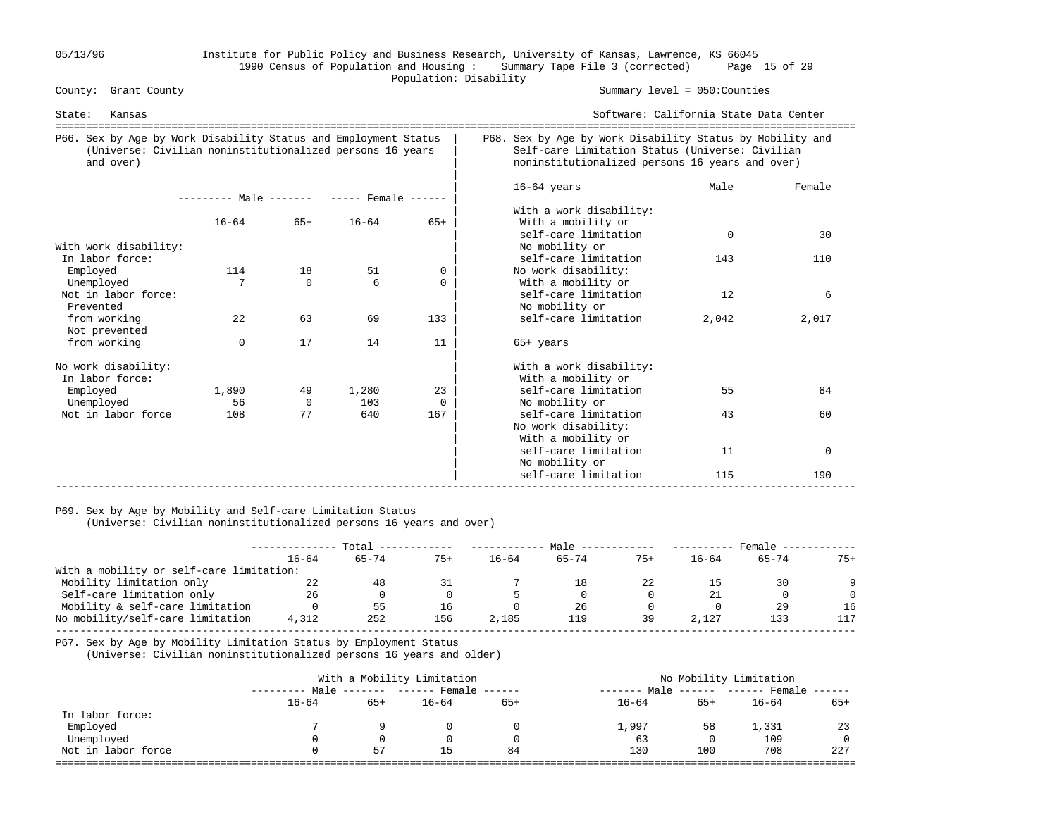05/13/96 Institute for Public Policy and Business Research, University of Kansas, Lawrence, KS 66045
1990 Census of Population and Housing : Summary Tape File 3 (corrected)
Population: Disability

County: Grant County — Summary level = 050:Counties

State: Kansas — Software: California State Data Center

## P66. Sex by Age by Work Disability Status and Employment Status (Universe: Civilian noninstitutionalized persons 16 years and over)

| | Male 16-64 | Male 65+ | Female 16-64 | Female 65+ |
|---|---|---|---|---|
| With work disability: | | | | |
| In labor force: | | | | |
| Employed | 114 | 18 | 51 | 0 |
| Unemployed | 7 | 0 | 6 | 0 |
| Not in labor force: | | | | |
| Prevented from working | 22 | 63 | 69 | 133 |
| Not prevented from working | 0 | 17 | 14 | 11 |
| No work disability: | | | | |
| In labor force: | | | | |
| Employed | 1,890 | 49 | 1,280 | 23 |
| Unemployed | 56 | 0 | 103 | 0 |
| Not in labor force | 108 | 77 | 640 | 167 |

## P68. Sex by Age by Work Disability Status by Mobility and Self-care Limitation Status (Universe: Civilian noninstitutionalized persons 16 years and over)

| | Male | Female |
|---|---|---|
| **16-64 years** | | |
| With a work disability: | | |
| With a mobility or self-care limitation | 0 | 30 |
| No mobility or self-care limitation | 143 | 110 |
| No work disability: | | |
| With a mobility or self-care limitation | 12 | 6 |
| No mobility or self-care limitation | 2,042 | 2,017 |
| **65+ years** | | |
| With a work disability: | | |
| With a mobility or self-care limitation | 55 | 84 |
| No mobility or self-care limitation | 43 | 60 |
| No work disability: | | |
| With a mobility or self-care limitation | 11 | 0 |
| No mobility or self-care limitation | 115 | 190 |

## P69. Sex by Age by Mobility and Self-care Limitation Status (Universe: Civilian noninstitutionalized persons 16 years and over)

| | Total 16-64 | Total 65-74 | Total 75+ | Male 16-64 | Male 65-74 | Male 75+ | Female 16-64 | Female 65-74 | Female 75+ |
|---|---|---|---|---|---|---|---|---|---|
| With a mobility or self-care limitation: | | | | | | | | | |
| Mobility limitation only | 22 | 48 | 31 | 7 | 18 | 22 | 15 | 30 | 9 |
| Self-care limitation only | 26 | 0 | 0 | 5 | 0 | 0 | 21 | 0 | 0 |
| Mobility & self-care limitation | 0 | 55 | 16 | 0 | 26 | 0 | 0 | 29 | 16 |
| No mobility/self-care limitation | 4,312 | 252 | 156 | 2,185 | 119 | 39 | 2,127 | 133 | 117 |

## P67. Sex by Age by Mobility Limitation Status by Employment Status (Universe: Civilian noninstitutionalized persons 16 years and older)

| | With a Mobility Limitation: Male 16-64 | Male 65+ | Female 16-64 | Female 65+ | No Mobility Limitation: Male 16-64 | Male 65+ | Female 16-64 | Female 65+ |
|---|---|---|---|---|---|---|---|---|
| In labor force: | | | | | | | | |
| Employed | 7 | 9 | 0 | 0 | 1,997 | 58 | 1,331 | 23 |
| Unemployed | 0 | 0 | 0 | 0 | 63 | 0 | 109 | 0 |
| Not in labor force | 0 | 57 | 15 | 84 | 130 | 100 | 708 | 227 |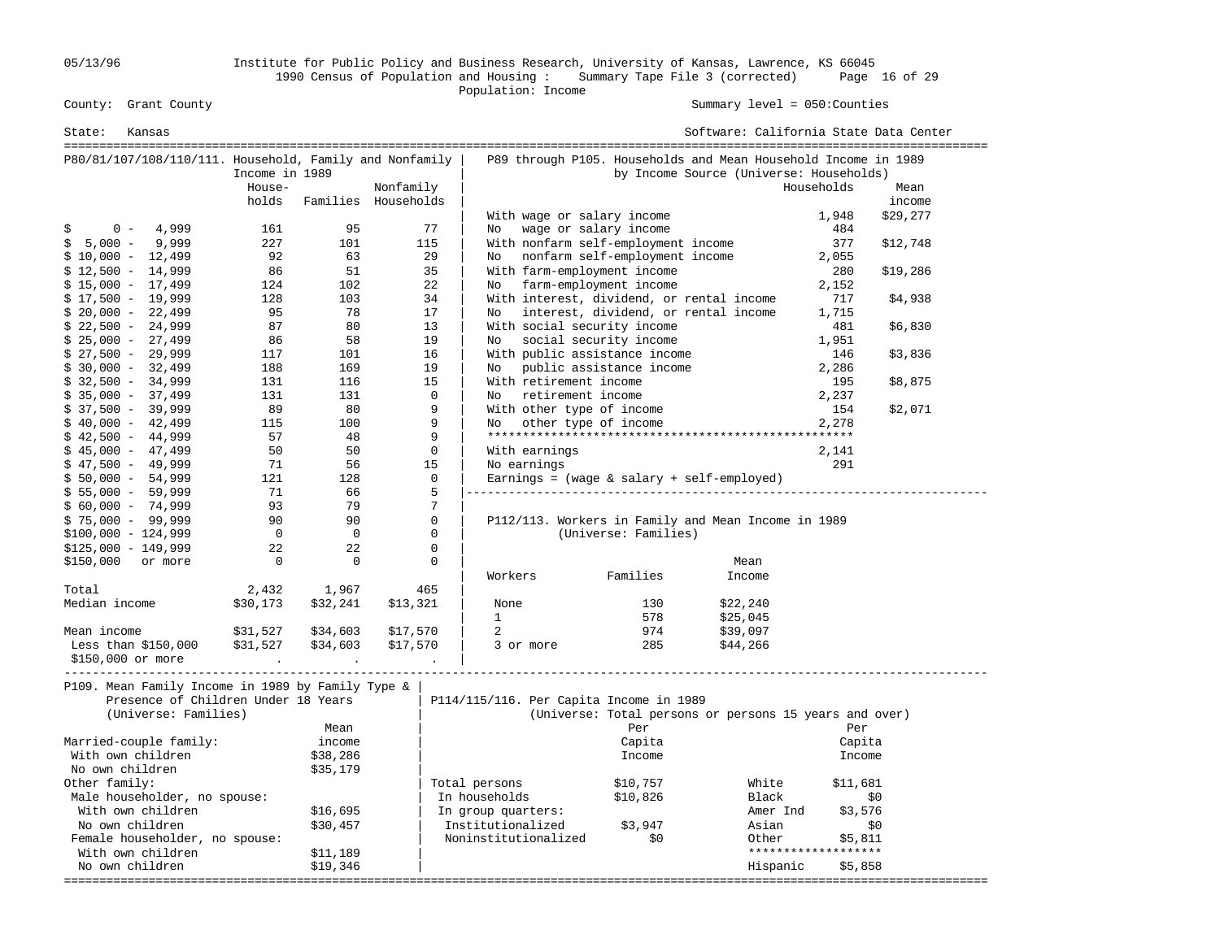Institute for Public Policy and Business Research, University of Kansas, Lawrence, KS 66045
1990 Census of Population and Housing : Summary Tape File 3 (corrected)
Population: Income

County: Grant County — Summary level = 050:Counties

State: Kansas — Software: California State Data Center

## P80/81/107/108/110/111. Household, Family and Nonfamily Income in 1989

| | Households | Families | Nonfamily Households |
|---|---|---|---|
| $ 0 - 4,999 | 161 | 95 | 77 |
| $ 5,000 - 9,999 | 227 | 101 | 115 |
| $ 10,000 - 12,499 | 92 | 63 | 29 |
| $ 12,500 - 14,999 | 86 | 51 | 35 |
| $ 15,000 - 17,499 | 124 | 102 | 22 |
| $ 17,500 - 19,999 | 128 | 103 | 34 |
| $ 20,000 - 22,499 | 95 | 78 | 17 |
| $ 22,500 - 24,999 | 87 | 80 | 13 |
| $ 25,000 - 27,499 | 86 | 58 | 19 |
| $ 27,500 - 29,999 | 117 | 101 | 16 |
| $ 30,000 - 32,499 | 188 | 169 | 19 |
| $ 32,500 - 34,999 | 131 | 116 | 15 |
| $ 35,000 - 37,499 | 131 | 131 | 0 |
| $ 37,500 - 39,999 | 89 | 80 | 9 |
| $ 40,000 - 42,499 | 115 | 100 | 9 |
| $ 42,500 - 44,999 | 57 | 48 | 9 |
| $ 45,000 - 47,499 | 50 | 50 | 0 |
| $ 47,500 - 49,999 | 71 | 56 | 15 |
| $ 50,000 - 54,999 | 121 | 128 | 0 |
| $ 55,000 - 59,999 | 71 | 66 | 5 |
| $ 60,000 - 74,999 | 93 | 79 | 7 |
| $ 75,000 - 99,999 | 90 | 90 | 0 |
| $100,000 - 124,999 | 0 | 0 | 0 |
| $125,000 - 149,999 | 22 | 22 | 0 |
| $150,000 or more | 0 | 0 | 0 |
| Total | 2,432 | 1,967 | 465 |
| Median income | $30,173 | $32,241 | $13,321 |
| Mean income | $31,527 | $34,603 | $17,570 |
| Less than $150,000 | $31,527 | $34,603 | $17,570 |
| $150,000 or more | . | . | . |

## P89 through P105. Households and Mean Household Income in 1989 by Income Source (Universe: Households)

| | Households | Mean income |
|---|---|---|
| With wage or salary income | 1,948 | $29,277 |
| No wage or salary income | 484 | |
| With nonfarm self-employment income | 377 | $12,748 |
| No nonfarm self-employment income | 2,055 | |
| With farm-employment income | 280 | $19,286 |
| No farm-employment income | 2,152 | |
| With interest, dividend, or rental income | 717 | $4,938 |
| No interest, dividend, or rental income | 1,715 | |
| With social security income | 481 | $6,830 |
| No social security income | 1,951 | |
| With public assistance income | 146 | $3,836 |
| No public assistance income | 2,286 | |
| With retirement income | 195 | $8,875 |
| No retirement income | 2,237 | |
| With other type of income | 154 | $2,071 |
| No other type of income | 2,278 | |
| With earnings | 2,141 | |
| No earnings | 291 | |

Earnings = (wage & salary + self-employed)

## P112/113. Workers in Family and Mean Income in 1989 (Universe: Families)

| Workers | Families | Mean Income |
|---|---|---|
| None | 130 | $22,240 |
| 1 | 578 | $25,045 |
| 2 | 974 | $39,097 |
| 3 or more | 285 | $44,266 |

## P109. Mean Family Income in 1989 by Family Type & Presence of Children Under 18 Years (Universe: Families)

| | Mean income |
|---|---|
| Married-couple family: | |
| With own children | $38,286 |
| No own children | $35,179 |
| Other family: | |
| Male householder, no spouse: | |
| With own children | $16,695 |
| No own children | $30,457 |
| Female householder, no spouse: | |
| With own children | $11,189 |
| No own children | $19,346 |

## P114/115/116. Per Capita Income in 1989 (Universe: Total persons or persons 15 years and over)

| | Per Capita Income |
|---|---|
| Total persons | $10,757 |
| In households | $10,826 |
| In group quarters: | |
| Institutionalized | $3,947 |
| Noninstitutionalized | $0 |

| | Per Capita Income |
|---|---|
| White | $11,681 |
| Black | $0 |
| Amer Ind | $3,576 |
| Asian | $0 |
| Other | $5,811 |
| Hispanic | $5,858 |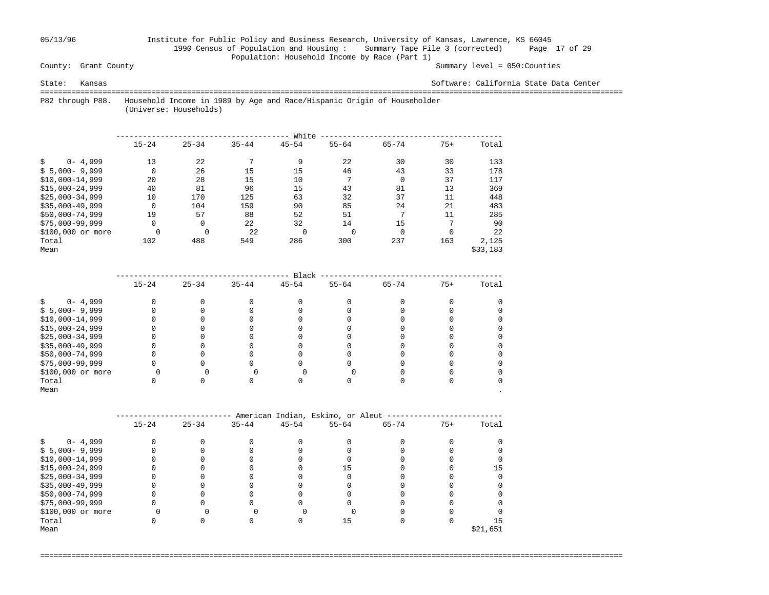Institute for Public Policy and Business Research, University of Kansas, Lawrence, KS 66045
1990 Census of Population and Housing : Summary Tape File 3 (corrected)
Population: Household Income by Race (Part 1)

County: Grant County — Summary level = 050:Counties

State: Kansas — Software: California State Data Center

P82 through P88. Household Income in 1989 by Age and Race/Hispanic Origin of Householder
(Universe: Households)

**White**

| | 15-24 | 25-34 | 35-44 | 45-54 | 55-64 | 65-74 | 75+ | Total |
|---|---|---|---|---|---|---|---|---|
| $ 0- 4,999 | 13 | 22 | 7 | 9 | 22 | 30 | 30 | 133 |
| $ 5,000- 9,999 | 0 | 26 | 15 | 15 | 46 | 43 | 33 | 178 |
| $10,000-14,999 | 20 | 28 | 15 | 10 | 7 | 0 | 37 | 117 |
| $15,000-24,999 | 40 | 81 | 96 | 15 | 43 | 81 | 13 | 369 |
| $25,000-34,999 | 10 | 170 | 125 | 63 | 32 | 37 | 11 | 448 |
| $35,000-49,999 | 0 | 104 | 159 | 90 | 85 | 24 | 21 | 483 |
| $50,000-74,999 | 19 | 57 | 88 | 52 | 51 | 7 | 11 | 285 |
| $75,000-99,999 | 0 | 0 | 22 | 32 | 14 | 15 | 7 | 90 |
| $100,000 or more | 0 | 0 | 22 | 0 | 0 | 0 | 0 | 22 |
| Total | 102 | 488 | 549 | 286 | 300 | 237 | 163 | 2,125 |
| Mean | | | | | | | | $33,183 |

**Black**

| | 15-24 | 25-34 | 35-44 | 45-54 | 55-64 | 65-74 | 75+ | Total |
|---|---|---|---|---|---|---|---|---|
| $ 0- 4,999 | 0 | 0 | 0 | 0 | 0 | 0 | 0 | 0 |
| $ 5,000- 9,999 | 0 | 0 | 0 | 0 | 0 | 0 | 0 | 0 |
| $10,000-14,999 | 0 | 0 | 0 | 0 | 0 | 0 | 0 | 0 |
| $15,000-24,999 | 0 | 0 | 0 | 0 | 0 | 0 | 0 | 0 |
| $25,000-34,999 | 0 | 0 | 0 | 0 | 0 | 0 | 0 | 0 |
| $35,000-49,999 | 0 | 0 | 0 | 0 | 0 | 0 | 0 | 0 |
| $50,000-74,999 | 0 | 0 | 0 | 0 | 0 | 0 | 0 | 0 |
| $75,000-99,999 | 0 | 0 | 0 | 0 | 0 | 0 | 0 | 0 |
| $100,000 or more | 0 | 0 | 0 | 0 | 0 | 0 | 0 | 0 |
| Total | 0 | 0 | 0 | 0 | 0 | 0 | 0 | 0 |
| Mean | | | | | | | | . |

**American Indian, Eskimo, or Aleut**

| | 15-24 | 25-34 | 35-44 | 45-54 | 55-64 | 65-74 | 75+ | Total |
|---|---|---|---|---|---|---|---|---|
| $ 0- 4,999 | 0 | 0 | 0 | 0 | 0 | 0 | 0 | 0 |
| $ 5,000- 9,999 | 0 | 0 | 0 | 0 | 0 | 0 | 0 | 0 |
| $10,000-14,999 | 0 | 0 | 0 | 0 | 0 | 0 | 0 | 0 |
| $15,000-24,999 | 0 | 0 | 0 | 0 | 15 | 0 | 0 | 15 |
| $25,000-34,999 | 0 | 0 | 0 | 0 | 0 | 0 | 0 | 0 |
| $35,000-49,999 | 0 | 0 | 0 | 0 | 0 | 0 | 0 | 0 |
| $50,000-74,999 | 0 | 0 | 0 | 0 | 0 | 0 | 0 | 0 |
| $75,000-99,999 | 0 | 0 | 0 | 0 | 0 | 0 | 0 | 0 |
| $100,000 or more | 0 | 0 | 0 | 0 | 0 | 0 | 0 | 0 |
| Total | 0 | 0 | 0 | 0 | 15 | 0 | 0 | 15 |
| Mean | | | | | | | | $21,651 |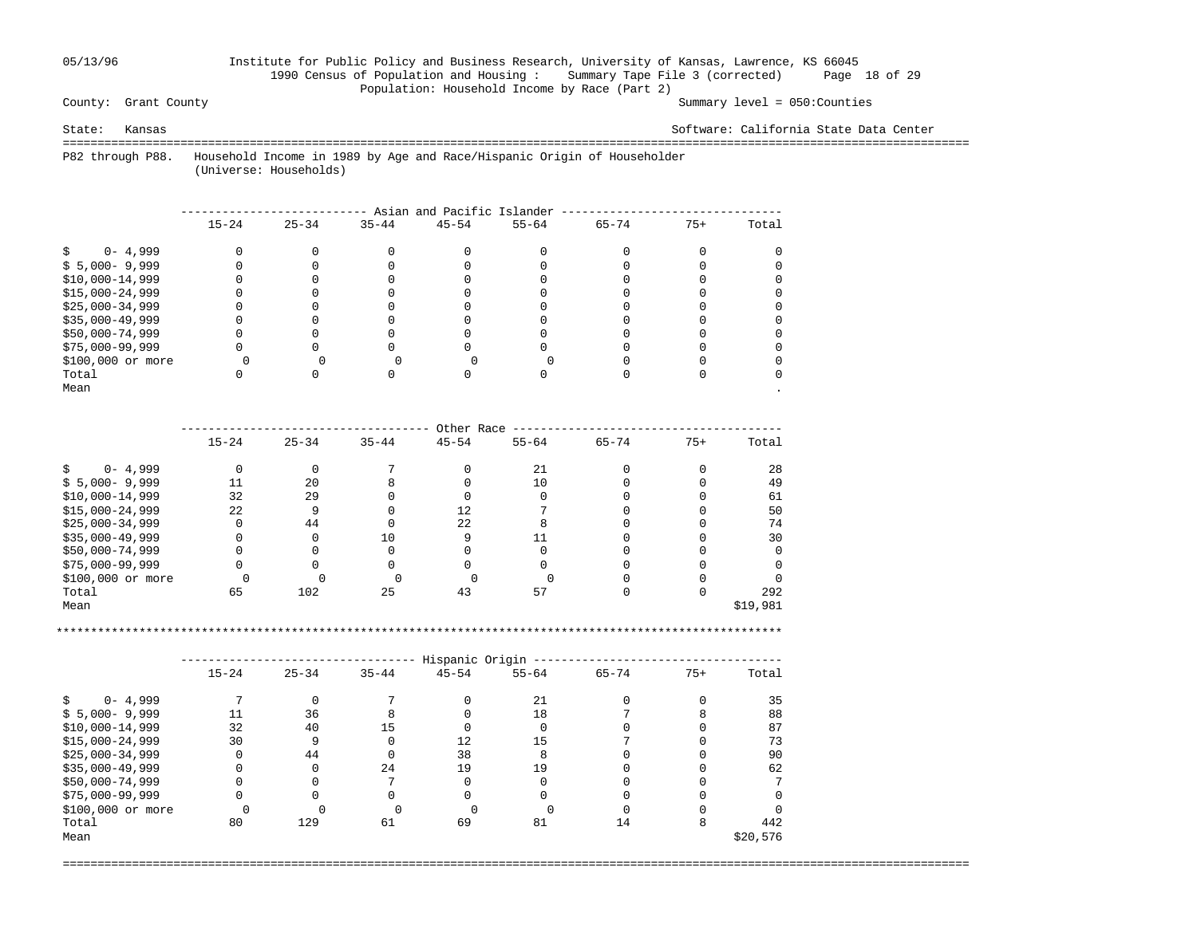County: Grant County

Summary level = 050:Counties

State: Kansas

Software: California State Data Center

P82 through P88. Household Income in 1989 by Age and Race/Hispanic Origin of Householder (Universe: Households)

| Asian and Pacific Islander | 15-24 | 25-34 | 35-44 | 45-54 | 55-64 | 65-74 | 75+ | Total |
|---|---|---|---|---|---|---|---|---|
| $ 0- 4,999 | 0 | 0 | 0 | 0 | 0 | 0 | 0 | 0 |
| $ 5,000- 9,999 | 0 | 0 | 0 | 0 | 0 | 0 | 0 | 0 |
| $10,000-14,999 | 0 | 0 | 0 | 0 | 0 | 0 | 0 | 0 |
| $15,000-24,999 | 0 | 0 | 0 | 0 | 0 | 0 | 0 | 0 |
| $25,000-34,999 | 0 | 0 | 0 | 0 | 0 | 0 | 0 | 0 |
| $35,000-49,999 | 0 | 0 | 0 | 0 | 0 | 0 | 0 | 0 |
| $50,000-74,999 | 0 | 0 | 0 | 0 | 0 | 0 | 0 | 0 |
| $75,000-99,999 | 0 | 0 | 0 | 0 | 0 | 0 | 0 | 0 |
| $100,000 or more | 0 | 0 | 0 | 0 | 0 | 0 | 0 | 0 |
| Total | 0 | 0 | 0 | 0 | 0 | 0 | 0 | 0 |
| Mean | | | | | | | | . |

| Other Race | 15-24 | 25-34 | 35-44 | 45-54 | 55-64 | 65-74 | 75+ | Total |
|---|---|---|---|---|---|---|---|---|
| $ 0- 4,999 | 0 | 0 | 7 | 0 | 21 | 0 | 0 | 28 |
| $ 5,000- 9,999 | 11 | 20 | 8 | 0 | 10 | 0 | 0 | 49 |
| $10,000-14,999 | 32 | 29 | 0 | 0 | 0 | 0 | 0 | 61 |
| $15,000-24,999 | 22 | 9 | 0 | 12 | 7 | 0 | 0 | 50 |
| $25,000-34,999 | 0 | 44 | 0 | 22 | 8 | 0 | 0 | 74 |
| $35,000-49,999 | 0 | 0 | 10 | 9 | 11 | 0 | 0 | 30 |
| $50,000-74,999 | 0 | 0 | 0 | 0 | 0 | 0 | 0 | 0 |
| $75,000-99,999 | 0 | 0 | 0 | 0 | 0 | 0 | 0 | 0 |
| $100,000 or more | 0 | 0 | 0 | 0 | 0 | 0 | 0 | 0 |
| Total | 65 | 102 | 25 | 43 | 57 | 0 | 0 | 292 |
| Mean | | | | | | | | $19,981 |

| Hispanic Origin | 15-24 | 25-34 | 35-44 | 45-54 | 55-64 | 65-74 | 75+ | Total |
|---|---|---|---|---|---|---|---|---|
| $ 0- 4,999 | 7 | 0 | 7 | 0 | 21 | 0 | 0 | 35 |
| $ 5,000- 9,999 | 11 | 36 | 8 | 0 | 18 | 7 | 8 | 88 |
| $10,000-14,999 | 32 | 40 | 15 | 0 | 0 | 0 | 0 | 87 |
| $15,000-24,999 | 30 | 9 | 0 | 12 | 15 | 7 | 0 | 73 |
| $25,000-34,999 | 0 | 44 | 0 | 38 | 8 | 0 | 0 | 90 |
| $35,000-49,999 | 0 | 0 | 24 | 19 | 19 | 0 | 0 | 62 |
| $50,000-74,999 | 0 | 0 | 7 | 0 | 0 | 0 | 0 | 7 |
| $75,000-99,999 | 0 | 0 | 0 | 0 | 0 | 0 | 0 | 0 |
| $100,000 or more | 0 | 0 | 0 | 0 | 0 | 0 | 0 | 0 |
| Total | 80 | 129 | 61 | 69 | 81 | 14 | 8 | 442 |
| Mean | | | | | | | | $20,576 |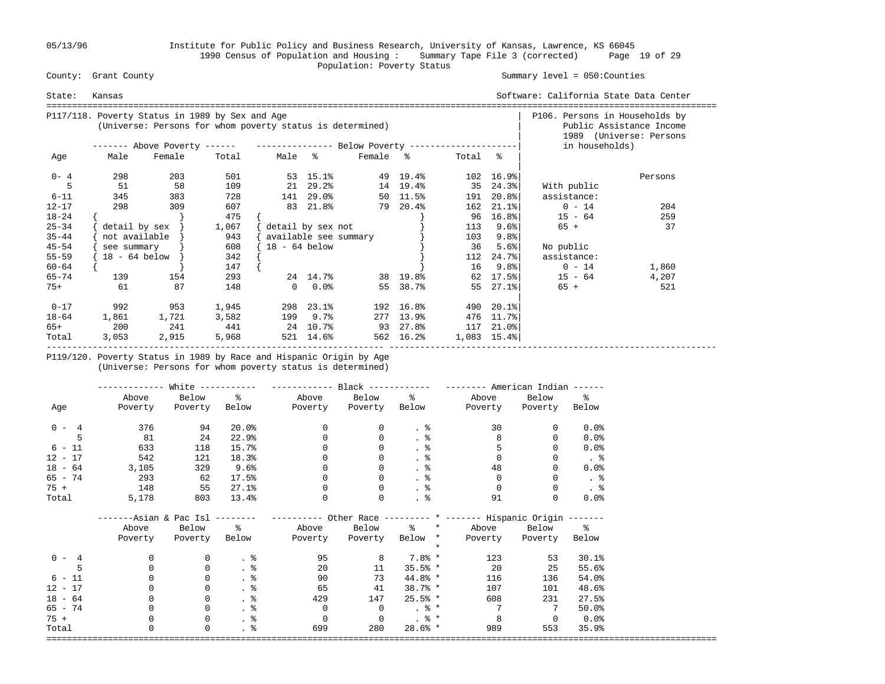Institute for Public Policy and Business Research, University of Kansas, Lawrence, KS 66045
1990 Census of Population and Housing : Summary Tape File 3 (corrected)
Population: Poverty Status

County: Grant County — Summary level = 050:Counties

State: Kansas — Software: California State Data Center

## P117/118. Poverty Status in 1989 by Sex and Age
(Universe: Persons for whom poverty status is determined)

| Age | Above Poverty Male | Above Poverty Female | Above Poverty Total | Below Poverty Male | % | Below Poverty Female | % | Below Poverty Total | % |
|---|---|---|---|---|---|---|---|---|---|
| 0- 4 | 298 | 203 | 501 | 53 | 15.1% | 49 | 19.4% | 102 | 16.9% |
| 5 | 51 | 58 | 109 | 21 | 29.2% | 14 | 19.4% | 35 | 24.3% |
| 6-11 | 345 | 383 | 728 | 141 | 29.0% | 50 | 11.5% | 191 | 20.8% |
| 12-17 | 298 | 309 | 607 | 83 | 21.8% | 79 | 20.4% | 162 | 21.1% |
| 18-24 | { | } | 475 | { | | | } | 96 | 16.8% |
| 25-34 | { detail by sex | } | 1,067 | { detail by sex not | | | } | 113 | 9.6% |
| 35-44 | { not available | } | 943 | { available see summary | | | } | 103 | 9.8% |
| 45-54 | { see summary | } | 608 | { 18 - 64 below | | | } | 36 | 5.6% |
| 55-59 | { 18 - 64 below | } | 342 | { | | | } | 112 | 24.7% |
| 60-64 | { | } | 147 | { | | | } | 16 | 9.8% |
| 65-74 | 139 | 154 | 293 | 24 | 14.7% | 38 | 19.8% | 62 | 17.5% |
| 75+ | 61 | 87 | 148 | 0 | 0.0% | 55 | 38.7% | 55 | 27.1% |
| 0-17 | 992 | 953 | 1,945 | 298 | 23.1% | 192 | 16.8% | 490 | 20.1% |
| 18-64 | 1,861 | 1,721 | 3,582 | 199 | 9.7% | 277 | 13.9% | 476 | 11.7% |
| 65+ | 200 | 241 | 441 | 24 | 10.7% | 93 | 27.8% | 117 | 21.0% |
| Total | 3,053 | 2,915 | 5,968 | 521 | 14.6% | 562 | 16.2% | 1,083 | 15.4% |

## P106. Persons in Households by Public Assistance Income 1989 (Universe: Persons in households)

| | Persons |
|---|---|
| With public assistance: | |
| 0 - 14 | 204 |
| 15 - 64 | 259 |
| 65 + | 37 |
| No public assistance: | |
| 0 - 14 | 1,860 |
| 15 - 64 | 4,207 |
| 65 + | 521 |

## P119/120. Poverty Status in 1989 by Race and Hispanic Origin by Age
(Universe: Persons for whom poverty status is determined)

| Age | White Above Poverty | White Below Poverty | White % Below | Black Above Poverty | Black Below Poverty | Black % Below | American Indian Above Poverty | American Indian Below Poverty | American Indian % Below |
|---|---|---|---|---|---|---|---|---|---|
| 0 - 4 | 376 | 94 | 20.0% | 0 | 0 | . % | 30 | 0 | 0.0% |
| 5 | 81 | 24 | 22.9% | 0 | 0 | . % | 8 | 0 | 0.0% |
| 6 - 11 | 633 | 118 | 15.7% | 0 | 0 | . % | 5 | 0 | 0.0% |
| 12 - 17 | 542 | 121 | 18.3% | 0 | 0 | . % | 0 | 0 | . % |
| 18 - 64 | 3,105 | 329 | 9.6% | 0 | 0 | . % | 48 | 0 | 0.0% |
| 65 - 74 | 293 | 62 | 17.5% | 0 | 0 | . % | 0 | 0 | . % |
| 75 + | 148 | 55 | 27.1% | 0 | 0 | . % | 0 | 0 | . % |
| Total | 5,178 | 803 | 13.4% | 0 | 0 | . % | 91 | 0 | 0.0% |

| Age | Asian & Pac Isl Above Poverty | Asian & Pac Isl Below Poverty | Asian & Pac Isl % Below | Other Race Above Poverty | Other Race Below Poverty | Other Race % Below | Hispanic Origin Above Poverty | Hispanic Origin Below Poverty | Hispanic Origin % Below |
|---|---|---|---|---|---|---|---|---|---|
| 0 - 4 | 0 | 0 | . % | 95 | 8 | 7.8% | 123 | 53 | 30.1% |
| 5 | 0 | 0 | . % | 20 | 11 | 35.5% | 20 | 25 | 55.6% |
| 6 - 11 | 0 | 0 | . % | 90 | 73 | 44.8% | 116 | 136 | 54.0% |
| 12 - 17 | 0 | 0 | . % | 65 | 41 | 38.7% | 107 | 101 | 48.6% |
| 18 - 64 | 0 | 0 | . % | 429 | 147 | 25.5% | 608 | 231 | 27.5% |
| 65 - 74 | 0 | 0 | . % | 0 | 0 | . % | 7 | 7 | 50.0% |
| 75 + | 0 | 0 | . % | 0 | 0 | . % | 8 | 0 | 0.0% |
| Total | 0 | 0 | . % | 699 | 280 | 28.6% | 989 | 553 | 35.9% |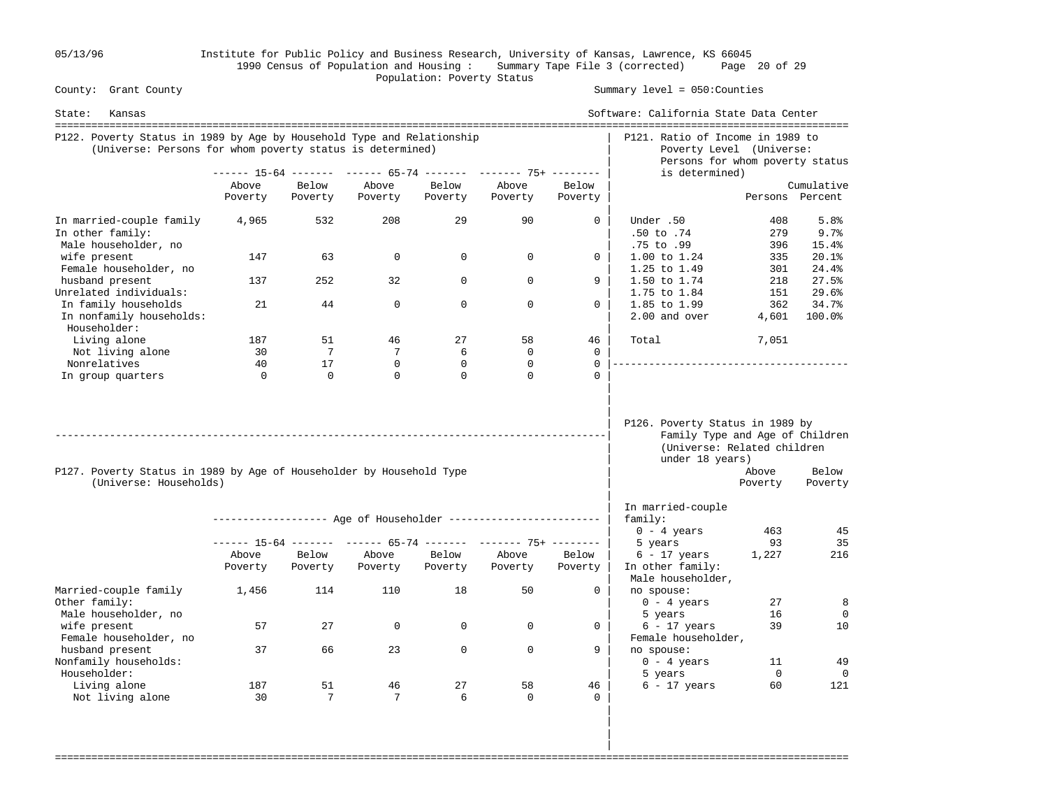County: Grant County — Summary level = 050:Counties

State: Kansas — Software: California State Data Center

1990 Census of Population and Housing : Summary Tape File 3 (corrected)

Population: Poverty Status

## P122. Poverty Status in 1989 by Age by Household Type and Relationship

(Universe: Persons for whom poverty status is determined)

| | 15-64 | | 65-74 | | 75+ | |
|---|---|---|---|---|---|---|
| | Above Poverty | Below Poverty | Above Poverty | Below Poverty | Above Poverty | Below Poverty |
| In married-couple family | 4,965 | 532 | 208 | 29 | 90 | 0 |
| In other family: | | | | | | |
| Male householder, no wife present | 147 | 63 | 0 | 0 | 0 | 0 |
| Female householder, no husband present | 137 | 252 | 32 | 0 | 0 | 9 |
| Unrelated individuals: | | | | | | |
| In family households | 21 | 44 | 0 | 0 | 0 | 0 |
| In nonfamily households: | | | | | | |
| Householder: | | | | | | |
| Living alone | 187 | 51 | 46 | 27 | 58 | 46 |
| Not living alone | 30 | 7 | 7 | 6 | 0 | 0 |
| Nonrelatives | 40 | 17 | 0 | 0 | 0 | 0 |
| In group quarters | 0 | 0 | 0 | 0 | 0 | 0 |

## P121. Ratio of Income in 1989 to Poverty Level

(Universe: Persons for whom poverty status is determined)

| | Persons | Cumulative Percent |
|---|---|---|
| Under .50 | 408 | 5.8% |
| .50 to .74 | 279 | 9.7% |
| .75 to .99 | 396 | 15.4% |
| 1.00 to 1.24 | 335 | 20.1% |
| 1.25 to 1.49 | 301 | 24.4% |
| 1.50 to 1.74 | 218 | 27.5% |
| 1.75 to 1.84 | 151 | 29.6% |
| 1.85 to 1.99 | 362 | 34.7% |
| 2.00 and over | 4,601 | 100.0% |
| Total | 7,051 | |

## P127. Poverty Status in 1989 by Age of Householder by Household Type

(Universe: Households)

| | Age of Householder | | | | | |
|---|---|---|---|---|---|---|
| | 15-64 | | 65-74 | | 75+ | |
| | Above Poverty | Below Poverty | Above Poverty | Below Poverty | Above Poverty | Below Poverty |
| Married-couple family | 1,456 | 114 | 110 | 18 | 50 | 0 |
| Other family: | | | | | | |
| Male householder, no wife present | 57 | 27 | 0 | 0 | 0 | 0 |
| Female householder, no husband present | 37 | 66 | 23 | 0 | 0 | 9 |
| Nonfamily households: | | | | | | |
| Householder: | | | | | | |
| Living alone | 187 | 51 | 46 | 27 | 58 | 46 |
| Not living alone | 30 | 7 | 7 | 6 | 0 | 0 |

## P126. Poverty Status in 1989 by Family Type and Age of Children

(Universe: Related children under 18 years)

| | Above Poverty | Below Poverty |
|---|---|---|
| In married-couple family: | | |
| 0 - 4 years | 463 | 45 |
| 5 years | 93 | 35 |
| 6 - 17 years | 1,227 | 216 |
| In other family: | | |
| Male householder, no spouse: | | |
| 0 - 4 years | 27 | 8 |
| 5 years | 16 | 0 |
| 6 - 17 years | 39 | 10 |
| Female householder, no spouse: | | |
| 0 - 4 years | 11 | 49 |
| 5 years | 0 | 0 |
| 6 - 17 years | 60 | 121 |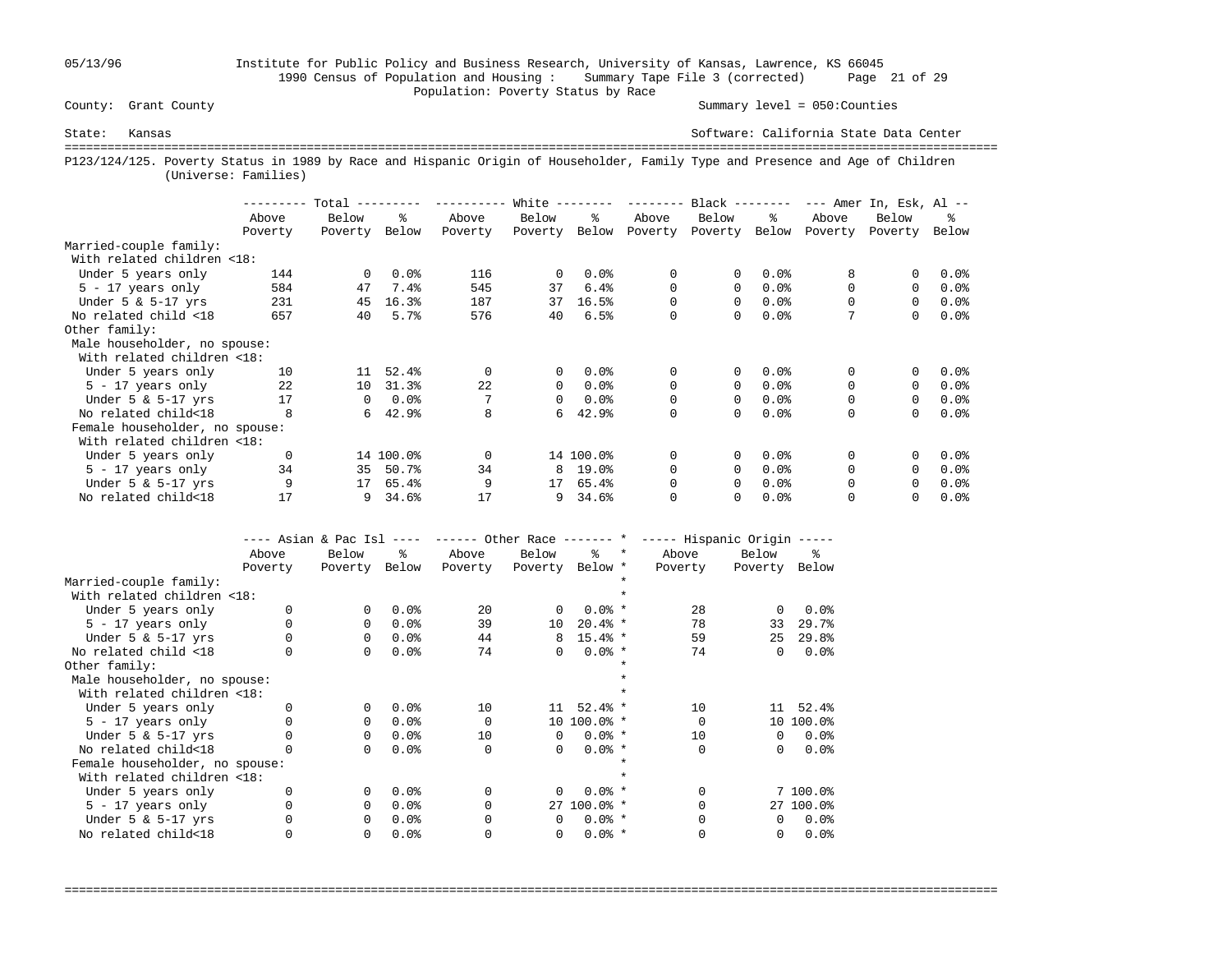County: Grant County

Summary level = 050:Counties

State: Kansas

Software: California State Data Center

## P123/124/125. Poverty Status in 1989 by Race and Hispanic Origin of Householder, Family Type and Presence and Age of Children (Universe: Families)

| | Total | | | White | | | Black | | | Amer In, Esk, Al | | |
|---|---|---|---|---|---|---|---|---|---|---|---|---|
| | Above Poverty | Below Poverty | % Below | Above Poverty | Below Poverty | % Below | Above Poverty | Below Poverty | % Below | Above Poverty | Below Poverty | % Below |
| Married-couple family: | | | | | | | | | | | | |
| With related children <18: | | | | | | | | | | | | |
| Under 5 years only | 144 | 0 | 0.0% | 116 | 0 | 0.0% | 0 | 0 | 0.0% | 8 | 0 | 0.0% |
| 5 - 17 years only | 584 | 47 | 7.4% | 545 | 37 | 6.4% | 0 | 0 | 0.0% | 0 | 0 | 0.0% |
| Under 5 & 5-17 yrs | 231 | 45 | 16.3% | 187 | 37 | 16.5% | 0 | 0 | 0.0% | 0 | 0 | 0.0% |
| No related child <18 | 657 | 40 | 5.7% | 576 | 40 | 6.5% | 0 | 0 | 0.0% | 7 | 0 | 0.0% |
| Other family: | | | | | | | | | | | | |
| Male householder, no spouse: | | | | | | | | | | | | |
| With related children <18: | | | | | | | | | | | | |
| Under 5 years only | 10 | 11 | 52.4% | 0 | 0 | 0.0% | 0 | 0 | 0.0% | 0 | 0 | 0.0% |
| 5 - 17 years only | 22 | 10 | 31.3% | 22 | 0 | 0.0% | 0 | 0 | 0.0% | 0 | 0 | 0.0% |
| Under 5 & 5-17 yrs | 17 | 0 | 0.0% | 7 | 0 | 0.0% | 0 | 0 | 0.0% | 0 | 0 | 0.0% |
| No related child<18 | 8 | 6 | 42.9% | 8 | 6 | 42.9% | 0 | 0 | 0.0% | 0 | 0 | 0.0% |
| Female householder, no spouse: | | | | | | | | | | | | |
| With related children <18: | | | | | | | | | | | | |
| Under 5 years only | 0 | 14 | 100.0% | 0 | 14 | 100.0% | 0 | 0 | 0.0% | 0 | 0 | 0.0% |
| 5 - 17 years only | 34 | 35 | 50.7% | 34 | 8 | 19.0% | 0 | 0 | 0.0% | 0 | 0 | 0.0% |
| Under 5 & 5-17 yrs | 9 | 17 | 65.4% | 9 | 17 | 65.4% | 0 | 0 | 0.0% | 0 | 0 | 0.0% |
| No related child<18 | 17 | 9 | 34.6% | 17 | 9 | 34.6% | 0 | 0 | 0.0% | 0 | 0 | 0.0% |

| | Asian & Pac Isl | | | Other Race | | | Hispanic Origin | | |
|---|---|---|---|---|---|---|---|---|---|
| | Above Poverty | Below Poverty | % Below | Above Poverty | Below Poverty | % Below | Above Poverty | Below Poverty | % Below |
| Married-couple family: | | | | | | | | | |
| With related children <18: | | | | | | | | | |
| Under 5 years only | 0 | 0 | 0.0% | 20 | 0 | 0.0% | 28 | 0 | 0.0% |
| 5 - 17 years only | 0 | 0 | 0.0% | 39 | 10 | 20.4% | 78 | 33 | 29.7% |
| Under 5 & 5-17 yrs | 0 | 0 | 0.0% | 44 | 8 | 15.4% | 59 | 25 | 29.8% |
| No related child <18 | 0 | 0 | 0.0% | 74 | 0 | 0.0% | 74 | 0 | 0.0% |
| Other family: | | | | | | | | | |
| Male householder, no spouse: | | | | | | | | | |
| With related children <18: | | | | | | | | | |
| Under 5 years only | 0 | 0 | 0.0% | 10 | 11 | 52.4% | 10 | 11 | 52.4% |
| 5 - 17 years only | 0 | 0 | 0.0% | 0 | 10 | 100.0% | 0 | 10 | 100.0% |
| Under 5 & 5-17 yrs | 0 | 0 | 0.0% | 10 | 0 | 0.0% | 10 | 0 | 0.0% |
| No related child<18 | 0 | 0 | 0.0% | 0 | 0 | 0.0% | 0 | 0 | 0.0% |
| Female householder, no spouse: | | | | | | | | | |
| With related children <18: | | | | | | | | | |
| Under 5 years only | 0 | 0 | 0.0% | 0 | 0 | 0.0% | 0 | 7 | 100.0% |
| 5 - 17 years only | 0 | 0 | 0.0% | 0 | 27 | 100.0% | 0 | 27 | 100.0% |
| Under 5 & 5-17 yrs | 0 | 0 | 0.0% | 0 | 0 | 0.0% | 0 | 0 | 0.0% |
| No related child<18 | 0 | 0 | 0.0% | 0 | 0 | 0.0% | 0 | 0 | 0.0% |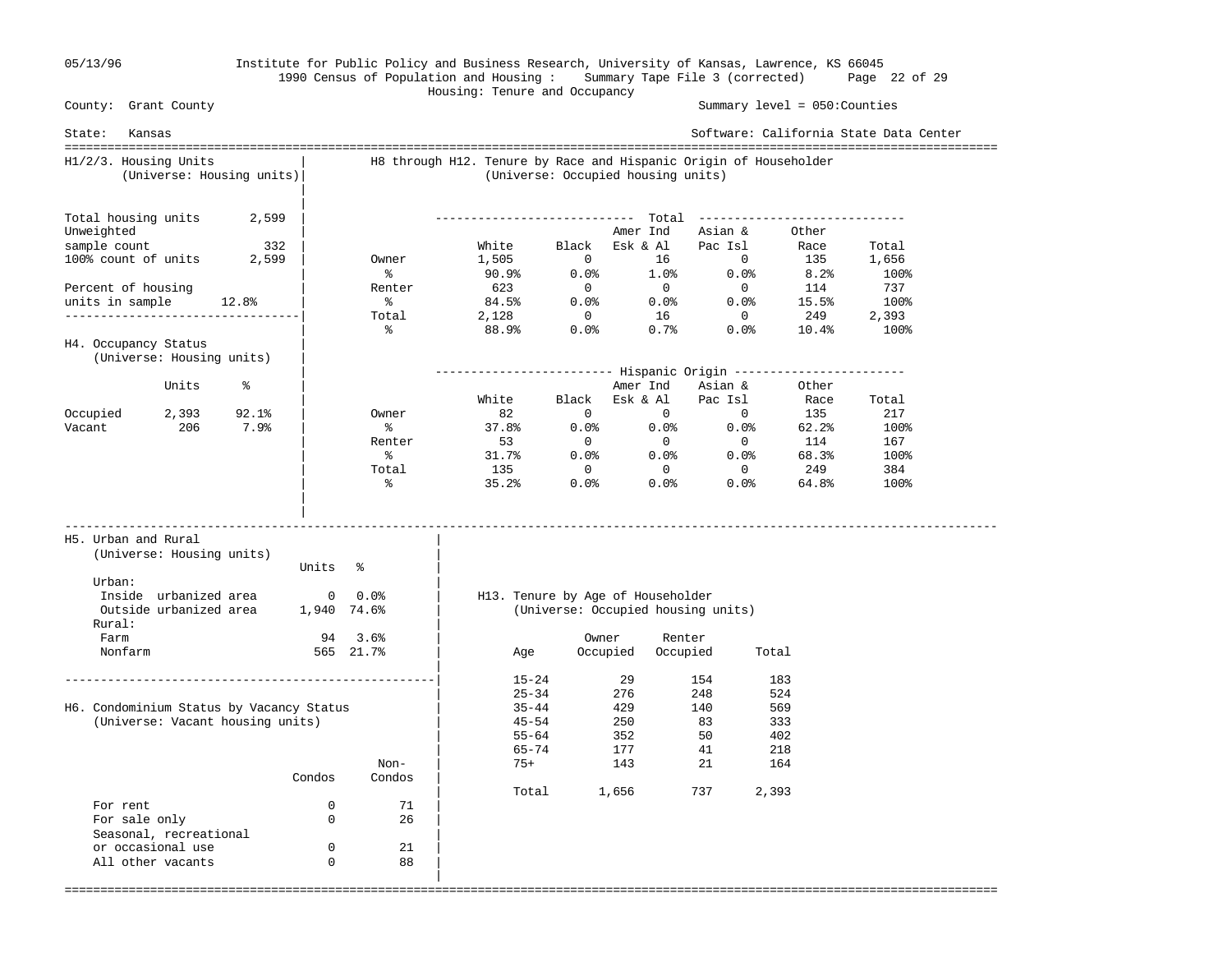05/13/96 Institute for Public Policy and Business Research, University of Kansas, Lawrence, KS 66045

1990 Census of Population and Housing : Summary Tape File 3 (corrected)

Housing: Tenure and Occupancy

County: Grant County | Summary level = 050:Counties

State: Kansas | Software: California State Data Center

## H1/2/3. Housing Units
(Universe: Housing units)

| | |
|---|---|
| Total housing units | 2,599 |
| Unweighted sample count | 332 |
| 100% count of units | 2,599 |
| Percent of housing units in sample | 12.8% |

## H4. Occupancy Status
(Universe: Housing units)

| | Units | % |
|---|---|---|
| Occupied | 2,393 | 92.1% |
| Vacant | 206 | 7.9% |

## H8 through H12. Tenure by Race and Hispanic Origin of Householder
(Universe: Occupied housing units)

| Total | White | Black | Amer Ind Esk & Al | Asian & Pac Isl | Other Race | Total |
|---|---|---|---|---|---|---|
| Owner | 1,505 | 0 | 16 | 0 | 135 | 1,656 |
| % | 90.9% | 0.0% | 1.0% | 0.0% | 8.2% | 100% |
| Renter | 623 | 0 | 0 | 0 | 114 | 737 |
| % | 84.5% | 0.0% | 0.0% | 0.0% | 15.5% | 100% |
| Total | 2,128 | 0 | 16 | 0 | 249 | 2,393 |
| % | 88.9% | 0.0% | 0.7% | 0.0% | 10.4% | 100% |

| Hispanic Origin | White | Black | Amer Ind Esk & Al | Asian & Pac Isl | Other Race | Total |
|---|---|---|---|---|---|---|
| Owner | 82 | 0 | 0 | 0 | 135 | 217 |
| % | 37.8% | 0.0% | 0.0% | 0.0% | 62.2% | 100% |
| Renter | 53 | 0 | 0 | 0 | 114 | 167 |
| % | 31.7% | 0.0% | 0.0% | 0.0% | 68.3% | 100% |
| Total | 135 | 0 | 0 | 0 | 249 | 384 |
| % | 35.2% | 0.0% | 0.0% | 0.0% | 64.8% | 100% |

## H5. Urban and Rural
(Universe: Housing units)

| | Units | % |
|---|---|---|
| Urban: | | |
| Inside urbanized area | 0 | 0.0% |
| Outside urbanized area | 1,940 | 74.6% |
| Rural: | | |
| Farm | 94 | 3.6% |
| Nonfarm | 565 | 21.7% |

## H6. Condominium Status by Vacancy Status
(Universe: Vacant housing units)

| | Condos | Non-Condos |
|---|---|---|
| For rent | 0 | 71 |
| For sale only | 0 | 26 |
| Seasonal, recreational or occasional use | 0 | 21 |
| All other vacants | 0 | 88 |

## H13. Tenure by Age of Householder
(Universe: Occupied housing units)

| Age | Owner Occupied | Renter Occupied | Total |
|---|---|---|---|
| 15-24 | 29 | 154 | 183 |
| 25-34 | 276 | 248 | 524 |
| 35-44 | 429 | 140 | 569 |
| 45-54 | 250 | 83 | 333 |
| 55-64 | 352 | 50 | 402 |
| 65-74 | 177 | 41 | 218 |
| 75+ | 143 | 21 | 164 |
| Total | 1,656 | 737 | 2,393 |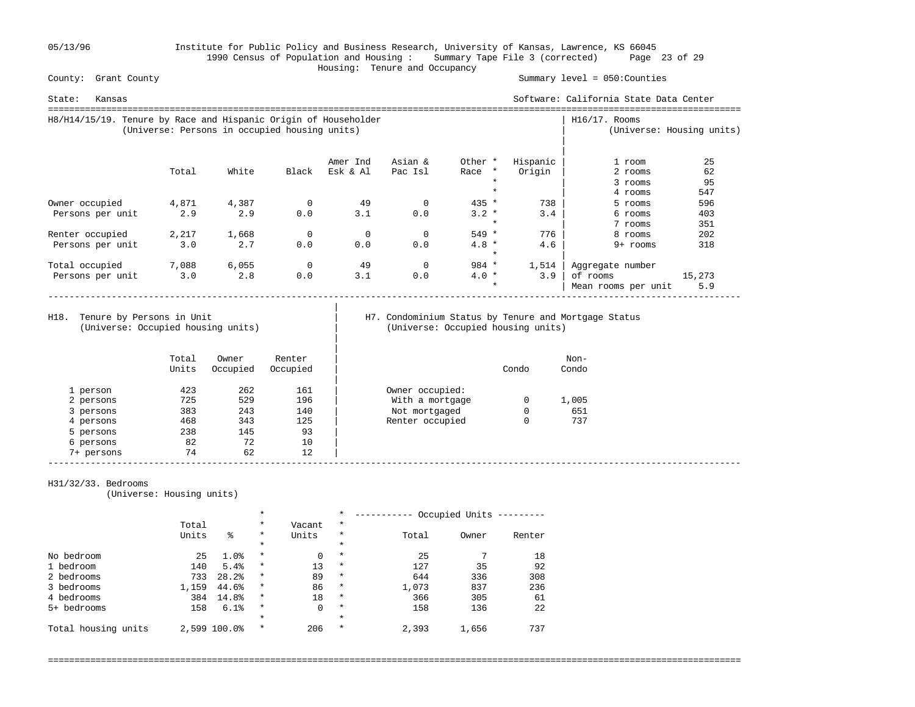05/13/96 Institute for Public Policy and Business Research, University of Kansas, Lawrence, KS 66045

1990 Census of Population and Housing : Summary Tape File 3 (corrected)

Housing: Tenure and Occupancy

County: Grant County — Summary level = 050:Counties

State: Kansas — Software: California State Data Center

## H8/H14/15/19. Tenure by Race and Hispanic Origin of Householder
(Universe: Persons in occupied housing units)

| | Total | White | Black | Amer Ind Esk & Al | Asian & Pac Isl | Other Race | Hispanic Origin |
|---|---|---|---|---|---|---|---|
| Owner occupied | 4,871 | 4,387 | 0 | 49 | 0 | 435 | 738 |
| Persons per unit | 2.9 | 2.9 | 0.0 | 3.1 | 0.0 | 3.2 | 3.4 |
| Renter occupied | 2,217 | 1,668 | 0 | 0 | 0 | 549 | 776 |
| Persons per unit | 3.0 | 2.7 | 0.0 | 0.0 | 0.0 | 4.8 | 4.6 |
| Total occupied | 7,088 | 6,055 | 0 | 49 | 0 | 984 | 1,514 |
| Persons per unit | 3.0 | 2.8 | 0.0 | 3.1 | 0.0 | 4.0 | 3.9 |

## H16/17. Rooms
(Universe: Housing units)

| Rooms | Units |
|---|---|
| 1 room | 25 |
| 2 rooms | 62 |
| 3 rooms | 95 |
| 4 rooms | 547 |
| 5 rooms | 596 |
| 6 rooms | 403 |
| 7 rooms | 351 |
| 8 rooms | 202 |
| 9+ rooms | 318 |
| Aggregate number of rooms | 15,273 |
| Mean rooms per unit | 5.9 |

## H18. Tenure by Persons in Unit
(Universe: Occupied housing units)

| | Total Units | Owner Occupied | Renter Occupied |
|---|---|---|---|
| 1 person | 423 | 262 | 161 |
| 2 persons | 725 | 529 | 196 |
| 3 persons | 383 | 243 | 140 |
| 4 persons | 468 | 343 | 125 |
| 5 persons | 238 | 145 | 93 |
| 6 persons | 82 | 72 | 10 |
| 7+ persons | 74 | 62 | 12 |

## H7. Condominium Status by Tenure and Mortgage Status
(Universe: Occupied housing units)

| | Condo | Non-Condo |
|---|---|---|
| Owner occupied: | | |
| With a mortgage | 0 | 1,005 |
| Not mortgaged | 0 | 651 |
| Renter occupied | 0 | 737 |

## H31/32/33. Bedrooms
(Universe: Housing units)

| | Total Units | % | Vacant Units | Occupied Units: Total | Owner | Renter |
|---|---|---|---|---|---|---|
| No bedroom | 25 | 1.0% | 0 | 25 | 7 | 18 |
| 1 bedroom | 140 | 5.4% | 13 | 127 | 35 | 92 |
| 2 bedrooms | 733 | 28.2% | 89 | 644 | 336 | 308 |
| 3 bedrooms | 1,159 | 44.6% | 86 | 1,073 | 837 | 236 |
| 4 bedrooms | 384 | 14.8% | 18 | 366 | 305 | 61 |
| 5+ bedrooms | 158 | 6.1% | 0 | 158 | 136 | 22 |
| Total housing units | 2,599 | 100.0% | 206 | 2,393 | 1,656 | 737 |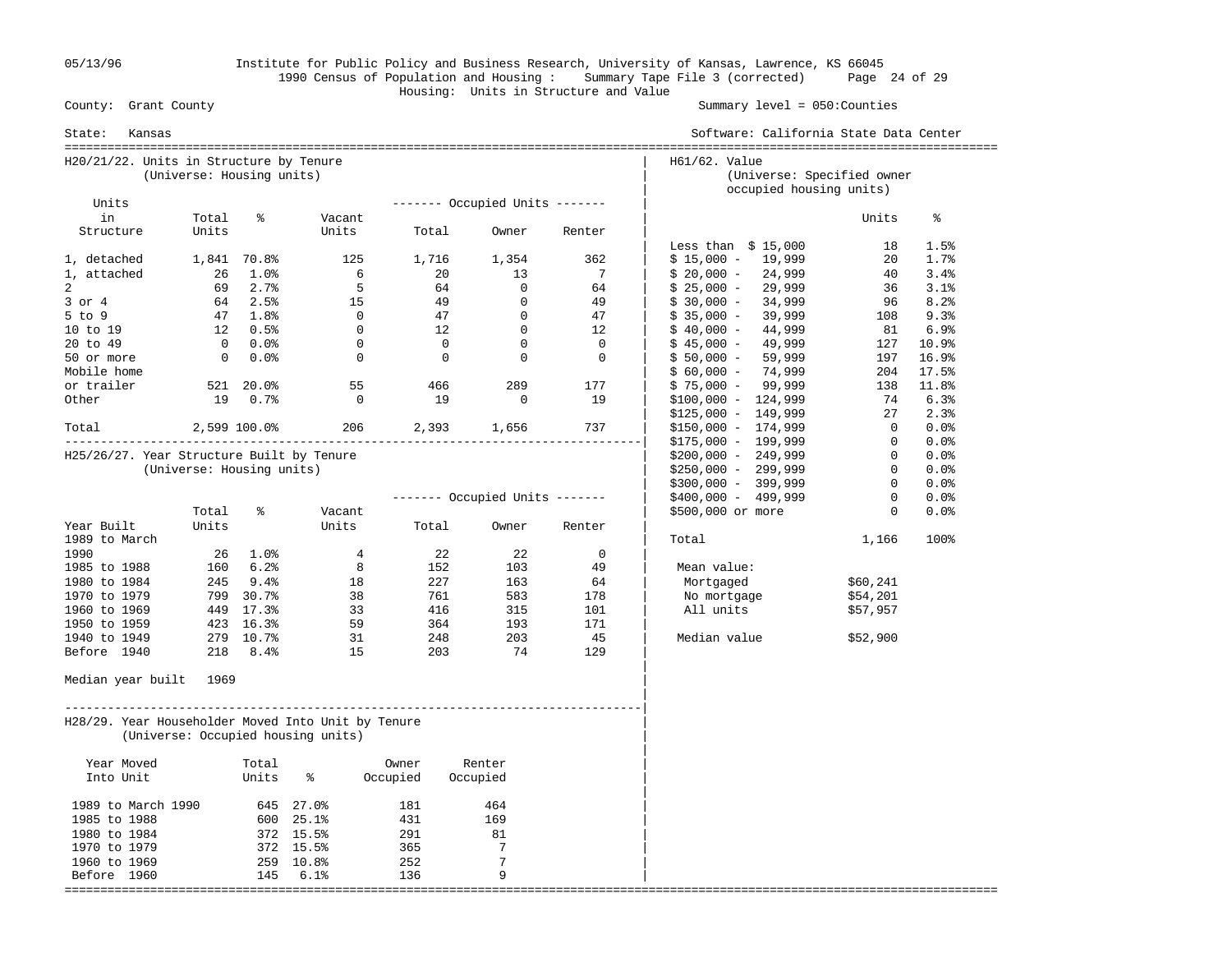05/13/96 Institute for Public Policy and Business Research, University of Kansas, Lawrence, KS 66045

1990 Census of Population and Housing : Summary Tape File 3 (corrected)

Housing: Units in Structure and Value

County: Grant County — Summary level = 050:Counties

State: Kansas — Software: California State Data Center

## H20/21/22. Units in Structure by Tenure

(Universe: Housing units)

| Units in Structure | Total Units | % | Vacant Units | Occupied Units: Total | Occupied Units: Owner | Occupied Units: Renter |
|---|---|---|---|---|---|---|
| 1, detached | 1,841 | 70.8% | 125 | 1,716 | 1,354 | 362 |
| 1, attached | 26 | 1.0% | 6 | 20 | 13 | 7 |
| 2 | 69 | 2.7% | 5 | 64 | 0 | 64 |
| 3 or 4 | 64 | 2.5% | 15 | 49 | 0 | 49 |
| 5 to 9 | 47 | 1.8% | 0 | 47 | 0 | 47 |
| 10 to 19 | 12 | 0.5% | 0 | 12 | 0 | 12 |
| 20 to 49 | 0 | 0.0% | 0 | 0 | 0 | 0 |
| 50 or more | 0 | 0.0% | 0 | 0 | 0 | 0 |
| Mobile home or trailer | 521 | 20.0% | 55 | 466 | 289 | 177 |
| Other | 19 | 0.7% | 0 | 19 | 0 | 19 |
| Total | 2,599 | 100.0% | 206 | 2,393 | 1,656 | 737 |

## H25/26/27. Year Structure Built by Tenure

(Universe: Housing units)

| Year Built | Total Units | % | Vacant Units | Occupied Units: Total | Occupied Units: Owner | Occupied Units: Renter |
|---|---|---|---|---|---|---|
| 1989 to March 1990 | 26 | 1.0% | 4 | 22 | 22 | 0 |
| 1985 to 1988 | 160 | 6.2% | 8 | 152 | 103 | 49 |
| 1980 to 1984 | 245 | 9.4% | 18 | 227 | 163 | 64 |
| 1970 to 1979 | 799 | 30.7% | 38 | 761 | 583 | 178 |
| 1960 to 1969 | 449 | 17.3% | 33 | 416 | 315 | 101 |
| 1950 to 1959 | 423 | 16.3% | 59 | 364 | 193 | 171 |
| 1940 to 1949 | 279 | 10.7% | 31 | 248 | 203 | 45 |
| Before 1940 | 218 | 8.4% | 15 | 203 | 74 | 129 |

Median year built 1969

## H28/29. Year Householder Moved Into Unit by Tenure

(Universe: Occupied housing units)

| Year Moved Into Unit | Total Units | % | Owner Occupied | Renter Occupied |
|---|---|---|---|---|
| 1989 to March 1990 | 645 | 27.0% | 181 | 464 |
| 1985 to 1988 | 600 | 25.1% | 431 | 169 |
| 1980 to 1984 | 372 | 15.5% | 291 | 81 |
| 1970 to 1979 | 372 | 15.5% | 365 | 7 |
| 1960 to 1969 | 259 | 10.8% | 252 | 7 |
| Before 1960 | 145 | 6.1% | 136 | 9 |

## H61/62. Value

(Universe: Specified owner occupied housing units)

| Value | Units | % |
|---|---|---|
| Less than $ 15,000 | 18 | 1.5% |
| $ 15,000 - 19,999 | 20 | 1.7% |
| $ 20,000 - 24,999 | 40 | 3.4% |
| $ 25,000 - 29,999 | 36 | 3.1% |
| $ 30,000 - 34,999 | 96 | 8.2% |
| $ 35,000 - 39,999 | 108 | 9.3% |
| $ 40,000 - 44,999 | 81 | 6.9% |
| $ 45,000 - 49,999 | 127 | 10.9% |
| $ 50,000 - 59,999 | 197 | 16.9% |
| $ 60,000 - 74,999 | 204 | 17.5% |
| $ 75,000 - 99,999 | 138 | 11.8% |
| $100,000 - 124,999 | 74 | 6.3% |
| $125,000 - 149,999 | 27 | 2.3% |
| $150,000 - 174,999 | 0 | 0.0% |
| $175,000 - 199,999 | 0 | 0.0% |
| $200,000 - 249,999 | 0 | 0.0% |
| $250,000 - 299,999 | 0 | 0.0% |
| $300,000 - 399,999 | 0 | 0.0% |
| $400,000 - 499,999 | 0 | 0.0% |
| $500,000 or more | 0 | 0.0% |
| Total | 1,166 | 100% |

| Mean value: | |
|---|---|
| Mortgaged | $60,241 |
| No mortgage | $54,201 |
| All units | $57,957 |
| Median value | $52,900 |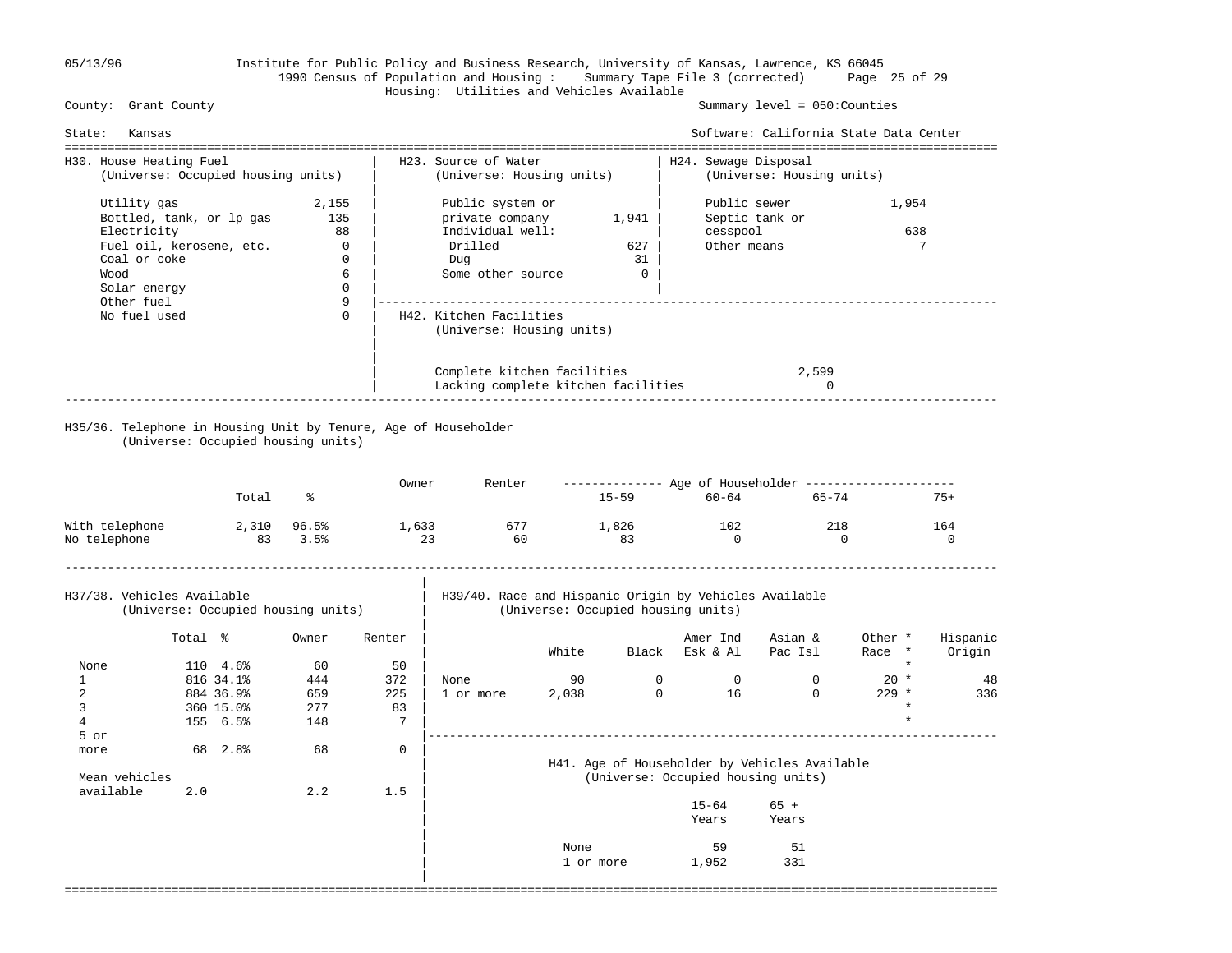Institute for Public Policy and Business Research, University of Kansas, Lawrence, KS 66045

1990 Census of Population and Housing : Summary Tape File 3 (corrected)

Housing: Utilities and Vehicles Available

County: Grant County | Summary level = 050:Counties

State: Kansas | Software: California State Data Center

### H30. House Heating Fuel
(Universe: Occupied housing units)

| Fuel | Units |
|---|---|
| Utility gas | 2,155 |
| Bottled, tank, or lp gas | 135 |
| Electricity | 88 |
| Fuel oil, kerosene, etc. | 0 |
| Coal or coke | 0 |
| Wood | 6 |
| Solar energy | 0 |
| Other fuel | 9 |
| No fuel used | 0 |

### H23. Source of Water
(Universe: Housing units)

| Source | Units |
|---|---|
| Public system or private company | 1,941 |
| Individual well: | |
| Drilled | 627 |
| Dug | 31 |
| Some other source | 0 |

### H24. Sewage Disposal
(Universe: Housing units)

| Disposal | Units |
|---|---|
| Public sewer | 1,954 |
| Septic tank or cesspool | 638 |
| Other means | 7 |

### H42. Kitchen Facilities
(Universe: Housing units)

| Facilities | Units |
|---|---|
| Complete kitchen facilities | 2,599 |
| Lacking complete kitchen facilities | 0 |

### H35/36. Telephone in Housing Unit by Tenure, Age of Householder
(Universe: Occupied housing units)

| | Total | % | Owner | Renter | Age of Householder 15-59 | 60-64 | 65-74 | 75+ |
|---|---|---|---|---|---|---|---|---|
| With telephone | 2,310 | 96.5% | 1,633 | 677 | 1,826 | 102 | 218 | 164 |
| No telephone | 83 | 3.5% | 23 | 60 | 83 | 0 | 0 | 0 |

### H37/38. Vehicles Available
(Universe: Occupied housing units)

| | Total | % | Owner | Renter |
|---|---|---|---|---|
| None | 110 | 4.6% | 60 | 50 |
| 1 | 816 | 34.1% | 444 | 372 |
| 2 | 884 | 36.9% | 659 | 225 |
| 3 | 360 | 15.0% | 277 | 83 |
| 4 | 155 | 6.5% | 148 | 7 |
| 5 or more | 68 | 2.8% | 68 | 0 |
| Mean vehicles available | 2.0 | | 2.2 | 1.5 |

### H39/40. Race and Hispanic Origin by Vehicles Available
(Universe: Occupied housing units)

| | White | Black | Amer Ind Esk & Al | Asian & Pac Isl | Other Race * | Hispanic Origin |
|---|---|---|---|---|---|---|
| None | 90 | 0 | 0 | 0 | 20 * | 48 |
| 1 or more | 2,038 | 0 | 16 | 0 | 229 * | 336 |

### H41. Age of Householder by Vehicles Available
(Universe: Occupied housing units)

| | 15-64 Years | 65 + Years |
|---|---|---|
| None | 59 | 51 |
| 1 or more | 1,952 | 331 |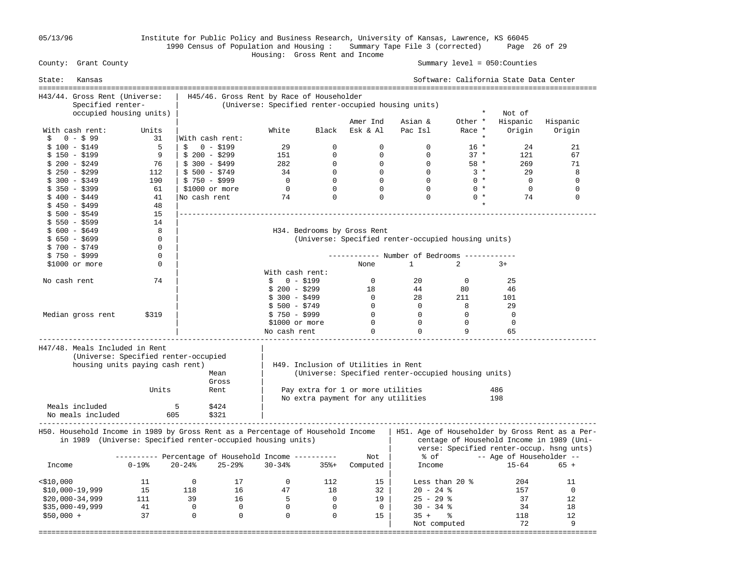Institute for Public Policy and Business Research, University of Kansas, Lawrence, KS 66045

1990 Census of Population and Housing : Summary Tape File 3 (corrected)

Housing: Gross Rent and Income

County: Grant County — Summary level = 050:Counties

State: Kansas — Software: California State Data Center

### H43/44. Gross Rent (Universe: Specified renter-occupied housing units)

| With cash rent: | Units |
|---|---|
| $ 0 - $ 99 | 31 |
| $ 100 - $149 | 5 |
| $ 150 - $199 | 9 |
| $ 200 - $249 | 76 |
| $ 250 - $299 | 112 |
| $ 300 - $349 | 190 |
| $ 350 - $399 | 61 |
| $ 400 - $449 | 41 |
| $ 450 - $499 | 48 |
| $ 500 - $549 | 15 |
| $ 550 - $599 | 14 |
| $ 600 - $649 | 8 |
| $ 650 - $699 | 0 |
| $ 700 - $749 | 0 |
| $ 750 - $999 | 0 |
| $1000 or more | 0 |
| No cash rent | 74 |
| Median gross rent | $319 |

### H45/46. Gross Rent by Race of Householder (Universe: Specified renter-occupied housing units)

| | White | Black | Amer Ind Esk & Al | Asian & Pac Isl | Other Race * | Not of Hispanic Origin | Hispanic Origin |
|---|---|---|---|---|---|---|---|
| With cash rent: | | | | | | | |
| $ 0 - $199 | 29 | 0 | 0 | 0 | 16 | 24 | 21 |
| $ 200 - $299 | 151 | 0 | 0 | 0 | 37 | 121 | 67 |
| $ 300 - $499 | 282 | 0 | 0 | 0 | 58 | 269 | 71 |
| $ 500 - $749 | 34 | 0 | 0 | 0 | 3 | 29 | 8 |
| $ 750 - $999 | 0 | 0 | 0 | 0 | 0 | 0 | 0 |
| $1000 or more | 0 | 0 | 0 | 0 | 0 | 0 | 0 |
| No cash rent | 74 | 0 | 0 | 0 | 0 | 74 | 0 |

### H34. Bedrooms by Gross Rent (Universe: Specified renter-occupied housing units)

| | Number of Bedrooms: None | 1 | 2 | 3+ |
|---|---|---|---|---|
| With cash rent: | | | | |
| $ 0 - $199 | 0 | 20 | 0 | 25 |
| $ 200 - $299 | 18 | 44 | 80 | 46 |
| $ 300 - $499 | 0 | 28 | 211 | 101 |
| $ 500 - $749 | 0 | 0 | 8 | 29 |
| $ 750 - $999 | 0 | 0 | 0 | 0 |
| $1000 or more | 0 | 0 | 0 | 0 |
| No cash rent | 0 | 0 | 9 | 65 |

### H47/48. Meals Included in Rent (Universe: Specified renter-occupied housing units paying cash rent)

| | Units | Mean Gross Rent |
|---|---|---|
| Meals included | 5 | $424 |
| No meals included | 605 | $321 |

### H49. Inclusion of Utilities in Rent (Universe: Specified renter-occupied housing units)

| | |
|---|---|
| Pay extra for 1 or more utilities | 486 |
| No extra payment for any utilities | 198 |

### H50. Household Income in 1989 by Gross Rent as a Percentage of Household Income in 1989 (Universe: Specified renter-occupied housing units)

| Income | 0-19% | 20-24% | 25-29% | 30-34% | 35%+ | Not Computed |
|---|---|---|---|---|---|---|
| <$10,000 | 11 | 0 | 17 | 0 | 112 | 15 |
| $10,000-19,999 | 15 | 118 | 16 | 47 | 18 | 32 |
| $20,000-34,999 | 111 | 39 | 16 | 5 | 0 | 19 |
| $35,000-49,999 | 41 | 0 | 0 | 0 | 0 | 0 |
| $50,000 + | 37 | 0 | 0 | 0 | 0 | 15 |

### H51. Age of Householder by Gross Rent as a Percentage of Household Income in 1989 (Universe: Specified renter-occup. hsng unts)

| % of Income | Age of Householder: 15-64 | 65 + |
|---|---|---|
| Less than 20 % | 204 | 11 |
| 20 - 24 % | 157 | 0 |
| 25 - 29 % | 37 | 12 |
| 30 - 34 % | 34 | 18 |
| 35 + % | 118 | 12 |
| Not computed | 72 | 9 |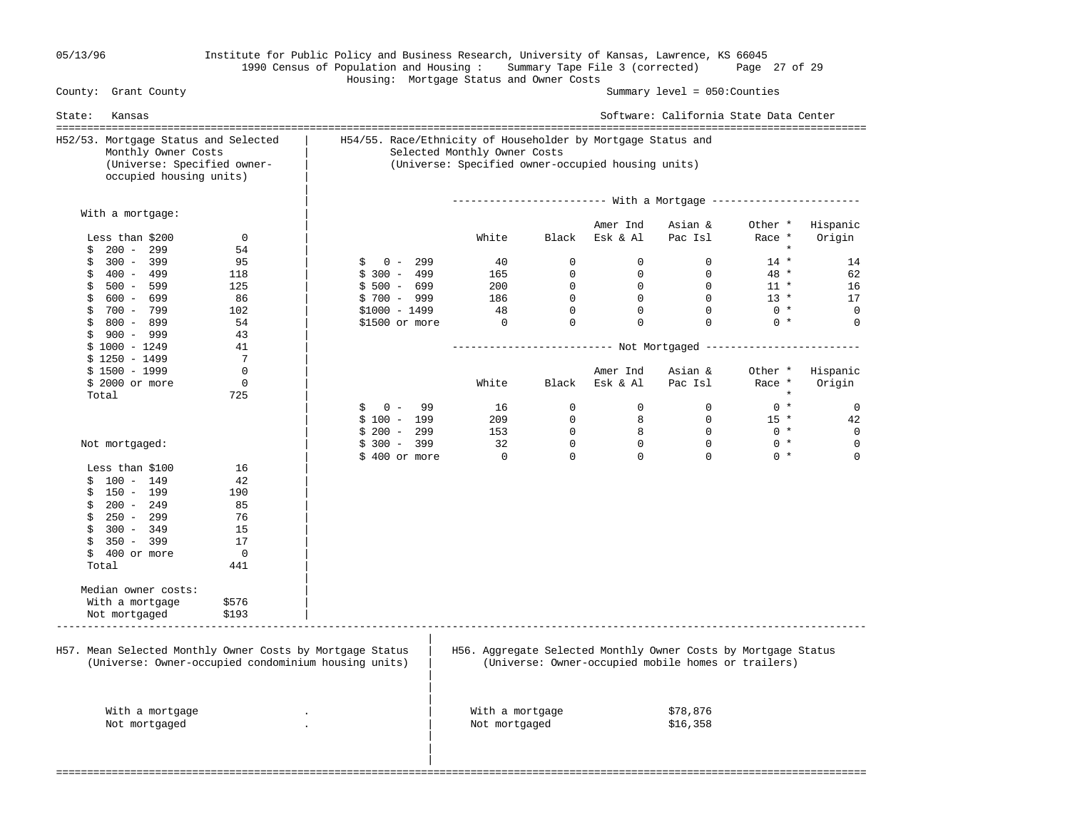Institute for Public Policy and Business Research, University of Kansas, Lawrence, KS 66045
1990 Census of Population and Housing : Summary Tape File 3 (corrected)
Housing: Mortgage Status and Owner Costs

County: Grant County — Summary level = 050:Counties

State: Kansas — Software: California State Data Center

## H52/53. Mortgage Status and Selected Monthly Owner Costs
(Universe: Specified owner-occupied housing units)

**With a mortgage:**

| Cost | Units |
|---|---|
| Less than $200 | 0 |
| $ 200 - 299 | 54 |
| $ 300 - 399 | 95 |
| $ 400 - 499 | 118 |
| $ 500 - 599 | 125 |
| $ 600 - 699 | 86 |
| $ 700 - 799 | 102 |
| $ 800 - 899 | 54 |
| $ 900 - 999 | 43 |
| $ 1000 - 1249 | 41 |
| $ 1250 - 1499 | 7 |
| $ 1500 - 1999 | 0 |
| $ 2000 or more | 0 |
| Total | 725 |

**Not mortgaged:**

| Cost | Units |
|---|---|
| Less than $100 | 16 |
| $ 100 - 149 | 42 |
| $ 150 - 199 | 190 |
| $ 200 - 249 | 85 |
| $ 250 - 299 | 76 |
| $ 300 - 349 | 15 |
| $ 350 - 399 | 17 |
| $ 400 or more | 0 |
| Total | 441 |

**Median owner costs:**

| | |
|---|---|
| With a mortgage | $576 |
| Not mortgaged | $193 |

## H54/55. Race/Ethnicity of Householder by Mortgage Status and Selected Monthly Owner Costs
(Universe: Specified owner-occupied housing units)

**With a Mortgage**

| | White | Black | Amer Ind Esk & Al | Asian & Pac Isl | Other * Race * | Hispanic Origin |
|---|---|---|---|---|---|---|
| $ 0 - 299 | 40 | 0 | 0 | 0 | 14 * | 14 |
| $ 300 - 499 | 165 | 0 | 0 | 0 | 48 * | 62 |
| $ 500 - 699 | 200 | 0 | 0 | 0 | 11 * | 16 |
| $ 700 - 999 | 186 | 0 | 0 | 0 | 13 * | 17 |
| $1000 - 1499 | 48 | 0 | 0 | 0 | 0 * | 0 |
| $1500 or more | 0 | 0 | 0 | 0 | 0 * | 0 |

**Not Mortgaged**

| | White | Black | Amer Ind Esk & Al | Asian & Pac Isl | Other * Race * | Hispanic Origin |
|---|---|---|---|---|---|---|
| $ 0 - 99 | 16 | 0 | 0 | 0 | 0 * | 0 |
| $ 100 - 199 | 209 | 0 | 8 | 0 | 15 * | 42 |
| $ 200 - 299 | 153 | 0 | 8 | 0 | 0 * | 0 |
| $ 300 - 399 | 32 | 0 | 0 | 0 | 0 * | 0 |
| $ 400 or more | 0 | 0 | 0 | 0 | 0 * | 0 |

## H57. Mean Selected Monthly Owner Costs by Mortgage Status
(Universe: Owner-occupied condominium housing units)

| | |
|---|---|
| With a mortgage | . |
| Not mortgaged | . |

## H56. Aggregate Selected Monthly Owner Costs by Mortgage Status
(Universe: Owner-occupied mobile homes or trailers)

| | |
|---|---|
| With a mortgage | $78,876 |
| Not mortgaged | $16,358 |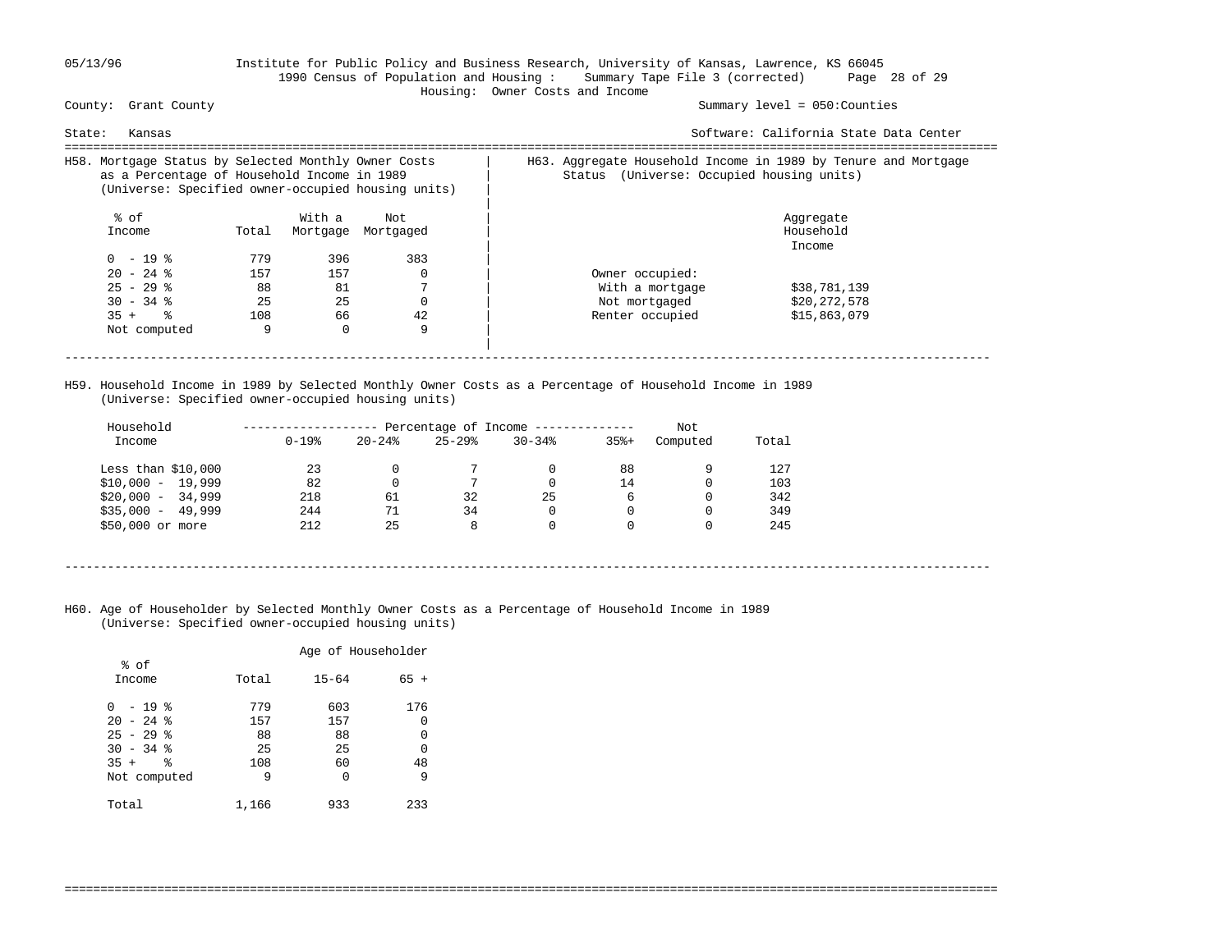05/13/96 Institute for Public Policy and Business Research, University of Kansas, Lawrence, KS 66045

1990 Census of Population and Housing : Summary Tape File 3 (corrected)

Housing: Owner Costs and Income

County: Grant County

Summary level = 050:Counties

State: Kansas

Software: California State Data Center

## H58. Mortgage Status by Selected Monthly Owner Costs as a Percentage of Household Income in 1989

(Universe: Specified owner-occupied housing units)

| % of Income | Total | With a Mortgage | Not Mortgaged |
|---|---|---|---|
| 0 - 19 % | 779 | 396 | 383 |
| 20 - 24 % | 157 | 157 | 0 |
| 25 - 29 % | 88 | 81 | 7 |
| 30 - 34 % | 25 | 25 | 0 |
| 35 + % | 108 | 66 | 42 |
| Not computed | 9 | 0 | 9 |

## H63. Aggregate Household Income in 1989 by Tenure and Mortgage Status (Universe: Occupied housing units)

| | Aggregate Household Income |
|---|---|
| Owner occupied: | |
| With a mortgage | $38,781,139 |
| Not mortgaged | $20,272,578 |
| Renter occupied | $15,863,079 |

## H59. Household Income in 1989 by Selected Monthly Owner Costs as a Percentage of Household Income in 1989

(Universe: Specified owner-occupied housing units)

| Household Income | Percentage of Income 0-19% | 20-24% | 25-29% | 30-34% | 35%+ | Not Computed | Total |
|---|---|---|---|---|---|---|---|
| Less than $10,000 | 23 | 0 | 7 | 0 | 88 | 9 | 127 |
| $10,000 - 19,999 | 82 | 0 | 7 | 0 | 14 | 0 | 103 |
| $20,000 - 34,999 | 218 | 61 | 32 | 25 | 6 | 0 | 342 |
| $35,000 - 49,999 | 244 | 71 | 34 | 0 | 0 | 0 | 349 |
| $50,000 or more | 212 | 25 | 8 | 0 | 0 | 0 | 245 |

## H60. Age of Householder by Selected Monthly Owner Costs as a Percentage of Household Income in 1989

(Universe: Specified owner-occupied housing units)

| % of Income | Total | Age of Householder 15-64 | 65 + |
|---|---|---|---|
| 0 - 19 % | 779 | 603 | 176 |
| 20 - 24 % | 157 | 157 | 0 |
| 25 - 29 % | 88 | 88 | 0 |
| 30 - 34 % | 25 | 25 | 0 |
| 35 + % | 108 | 60 | 48 |
| Not computed | 9 | 0 | 9 |
| Total | 1,166 | 933 | 233 |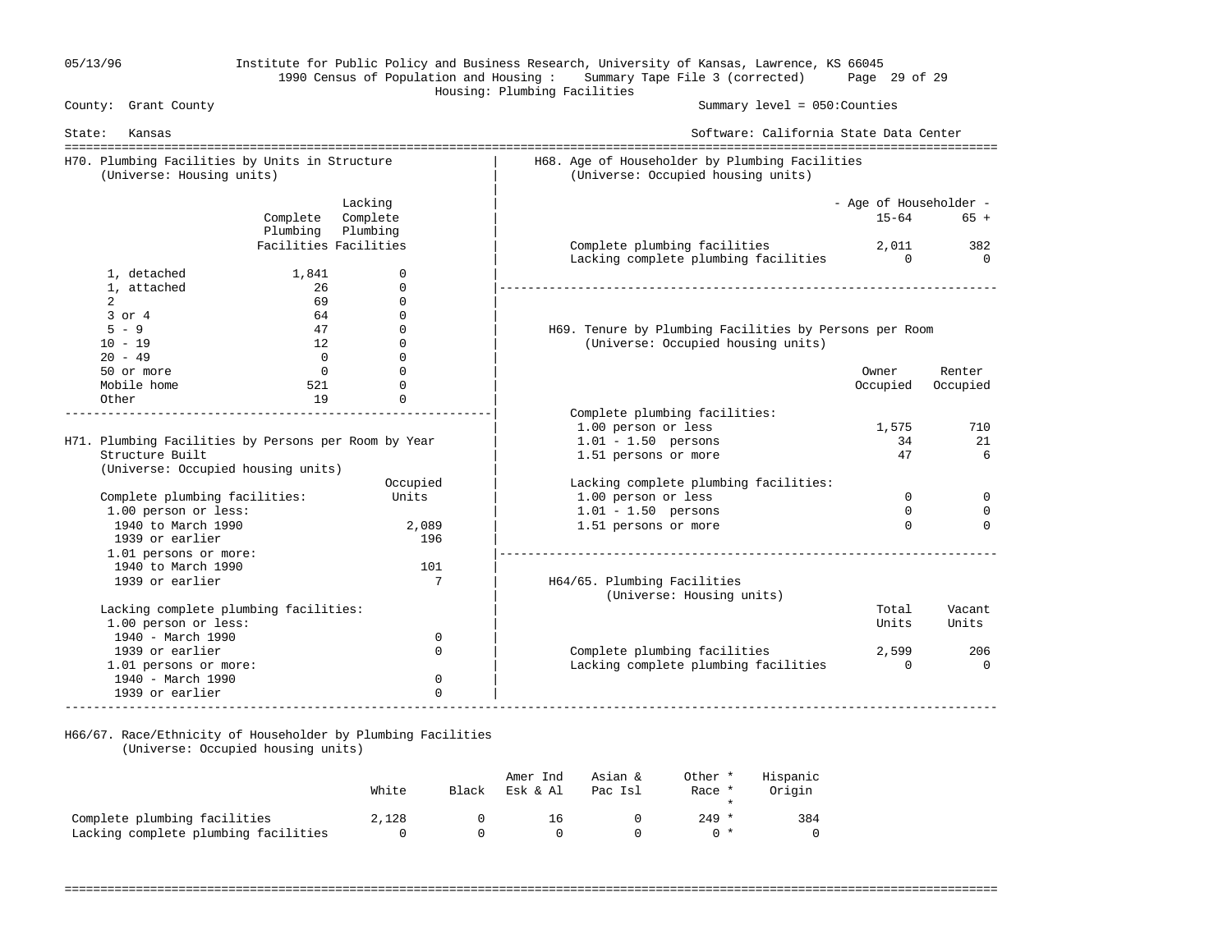05/13/96 Institute for Public Policy and Business Research, University of Kansas, Lawrence, KS 66045

1990 Census of Population and Housing : Summary Tape File 3 (corrected)

Housing: Plumbing Facilities

County: Grant County — Summary level = 050:Counties

State: Kansas — Software: California State Data Center

## H70. Plumbing Facilities by Units in Structure
(Universe: Housing units)

| | Complete Plumbing Facilities | Lacking Complete Plumbing Facilities |
|---|---|---|
| 1, detached | 1,841 | 0 |
| 1, attached | 26 | 0 |
| 2 | 69 | 0 |
| 3 or 4 | 64 | 0 |
| 5 - 9 | 47 | 0 |
| 10 - 19 | 12 | 0 |
| 20 - 49 | 0 | 0 |
| 50 or more | 0 | 0 |
| Mobile home | 521 | 0 |
| Other | 19 | 0 |

## H71. Plumbing Facilities by Persons per Room by Year Structure Built
(Universe: Occupied housing units)

| | Occupied Units |
|---|---|
| Complete plumbing facilities: | |
| 1.00 person or less: | |
| 1940 to March 1990 | 2,089 |
| 1939 or earlier | 196 |
| 1.01 persons or more: | |
| 1940 to March 1990 | 101 |
| 1939 or earlier | 7 |
| Lacking complete plumbing facilities: | |
| 1.00 person or less: | |
| 1940 - March 1990 | 0 |
| 1939 or earlier | 0 |
| 1.01 persons or more: | |
| 1940 - March 1990 | 0 |
| 1939 or earlier | 0 |

## H68. Age of Householder by Plumbing Facilities
(Universe: Occupied housing units)

| | Age of Householder 15-64 | 65 + |
|---|---|---|
| Complete plumbing facilities | 2,011 | 382 |
| Lacking complete plumbing facilities | 0 | 0 |

## H69. Tenure by Plumbing Facilities by Persons per Room
(Universe: Occupied housing units)

| | Owner Occupied | Renter Occupied |
|---|---|---|
| Complete plumbing facilities: | | |
| 1.00 person or less | 1,575 | 710 |
| 1.01 - 1.50 persons | 34 | 21 |
| 1.51 persons or more | 47 | 6 |
| Lacking complete plumbing facilities: | | |
| 1.00 person or less | 0 | 0 |
| 1.01 - 1.50 persons | 0 | 0 |
| 1.51 persons or more | 0 | 0 |

## H64/65. Plumbing Facilities
(Universe: Housing units)

| | Total Units | Vacant Units |
|---|---|---|
| Complete plumbing facilities | 2,599 | 206 |
| Lacking complete plumbing facilities | 0 | 0 |

## H66/67. Race/Ethnicity of Householder by Plumbing Facilities
(Universe: Occupied housing units)

| | White | Black | Amer Ind Esk & Al | Asian & Pac Isl | Other * Race * * | Hispanic Origin |
|---|---|---|---|---|---|---|
| Complete plumbing facilities | 2,128 | 0 | 16 | 0 | 249 * | 384 |
| Lacking complete plumbing facilities | 0 | 0 | 0 | 0 | 0 * | 0 |